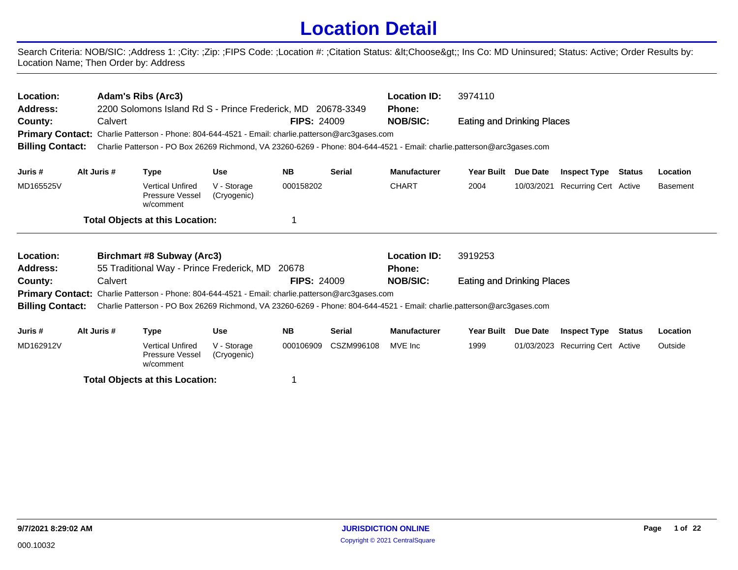# Location Detail

Search Criteria: NOB/SIC: ;Address 1: ;City: ;Zip: ;FIPS Code: ;Location #: ;Citation Status: &lt;Choose&gt;; Ins Co: MD Uninsured; Status: Active; Order Results by: Location Name; Then Order by: Address

---

**Location:** Adam's Ribs (Arc3) — **Location ID:** 3974110
**Address:** 2200 Solomons Island Rd S - Prince Frederick, MD 20678-3349 — **Phone:**
**County:** Calvert — **FIPS:** 24009 — **NOB/SIC:** Eating and Drinking Places
**Primary Contact:** Charlie Patterson - Phone: 804-644-4521 - Email: charlie.patterson@arc3gases.com
**Billing Contact:** Charlie Patterson - PO Box 26269 Richmond, VA 23260-6269 - Phone: 804-644-4521 - Email: charlie.patterson@arc3gases.com

| Juris # | Alt Juris # | Type | Use | NB | Serial | Manufacturer | Year Built | Due Date | Inspect Type | Status | Location |
|---|---|---|---|---|---|---|---|---|---|---|---|
| MD165525V | | Vertical Unfired Pressure Vessel w/comment | V - Storage (Cryogenic) | 000158202 | | CHART | 2004 | 10/03/2021 | Recurring Cert | Active | Basement |

**Total Objects at this Location:** 1

---

**Location:** Birchmart #8 Subway (Arc3) — **Location ID:** 3919253
**Address:** 55 Traditional Way - Prince Frederick, MD 20678 — **Phone:**
**County:** Calvert — **FIPS:** 24009 — **NOB/SIC:** Eating and Drinking Places
**Primary Contact:** Charlie Patterson - Phone: 804-644-4521 - Email: charlie.patterson@arc3gases.com
**Billing Contact:** Charlie Patterson - PO Box 26269 Richmond, VA 23260-6269 - Phone: 804-644-4521 - Email: charlie.patterson@arc3gases.com

| Juris # | Alt Juris # | Type | Use | NB | Serial | Manufacturer | Year Built | Due Date | Inspect Type | Status | Location |
|---|---|---|---|---|---|---|---|---|---|---|---|
| MD162912V | | Vertical Unfired Pressure Vessel w/comment | V - Storage (Cryogenic) | 000106909 | CSZM996108 | MVE Inc | 1999 | 01/03/2023 | Recurring Cert | Active | Outside |

**Total Objects at this Location:** 1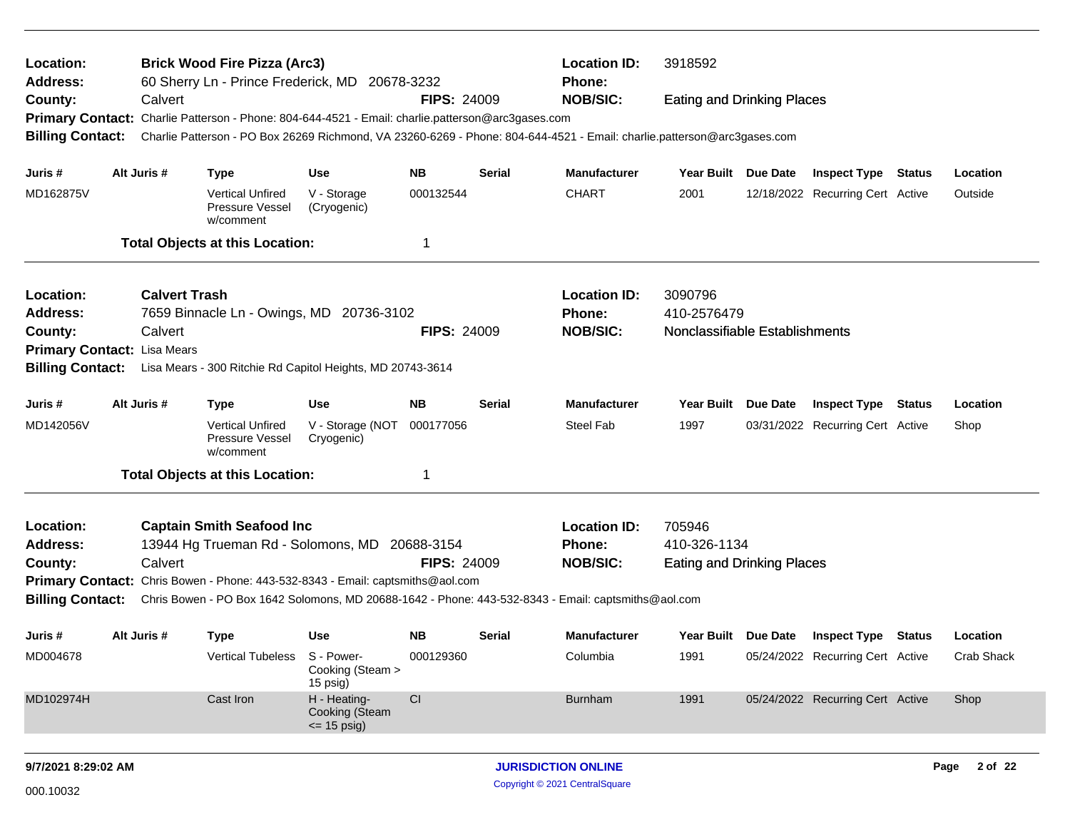**Location:** Brick Wood Fire Pizza (Arc3)
**Address:** 60 Sherry Ln - Prince Frederick, MD 20678-3232
**County:** Calvert
**FIPS:** 24009
**Location ID:** 3918592
**Phone:**
**NOB/SIC:** Eating and Drinking Places
**Primary Contact:** Charlie Patterson - Phone: 804-644-4521 - Email: charlie.patterson@arc3gases.com
**Billing Contact:** Charlie Patterson - PO Box 26269 Richmond, VA 23260-6269 - Phone: 804-644-4521 - Email: charlie.patterson@arc3gases.com

| Juris # | Alt Juris # | Type | Use | NB | Serial | Manufacturer | Year Built | Due Date | Inspect Type | Status | Location |
|---|---|---|---|---|---|---|---|---|---|---|---|
| MD162875V | | Vertical Unfired Pressure Vessel w/comment | V - Storage (Cryogenic) | 000132544 | | CHART | 2001 | 12/18/2022 | Recurring Cert | Active | Outside |

**Total Objects at this Location:** 1

---

**Location:** Calvert Trash
**Address:** 7659 Binnacle Ln - Owings, MD 20736-3102
**County:** Calvert
**FIPS:** 24009
**Location ID:** 3090796
**Phone:** 410-2576479
**NOB/SIC:** Nonclassifiable Establishments
**Primary Contact:** Lisa Mears
**Billing Contact:** Lisa Mears - 300 Ritchie Rd Capitol Heights, MD 20743-3614

| Juris # | Alt Juris # | Type | Use | NB | Serial | Manufacturer | Year Built | Due Date | Inspect Type | Status | Location |
|---|---|---|---|---|---|---|---|---|---|---|---|
| MD142056V | | Vertical Unfired Pressure Vessel w/comment | V - Storage (NOT Cryogenic) | 000177056 | | Steel Fab | 1997 | 03/31/2022 | Recurring Cert | Active | Shop |

**Total Objects at this Location:** 1

---

**Location:** Captain Smith Seafood Inc
**Address:** 13944 Hg Trueman Rd - Solomons, MD 20688-3154
**County:** Calvert
**FIPS:** 24009
**Location ID:** 705946
**Phone:** 410-326-1134
**NOB/SIC:** Eating and Drinking Places
**Primary Contact:** Chris Bowen - Phone: 443-532-8343 - Email: captsmiths@aol.com
**Billing Contact:** Chris Bowen - PO Box 1642 Solomons, MD 20688-1642 - Phone: 443-532-8343 - Email: captsmiths@aol.com

| Juris # | Alt Juris # | Type | Use | NB | Serial | Manufacturer | Year Built | Due Date | Inspect Type | Status | Location |
|---|---|---|---|---|---|---|---|---|---|---|---|
| MD004678 | | Vertical Tubeless | S - Power-Cooking (Steam > 15 psig) | 000129360 | | Columbia | 1991 | 05/24/2022 | Recurring Cert | Active | Crab Shack |
| MD102974H | | Cast Iron | H - Heating-Cooking (Steam <= 15 psig) | CI | | Burnham | 1991 | 05/24/2022 | Recurring Cert | Active | Shop |

9/7/2021 8:29:02 AM

000.10032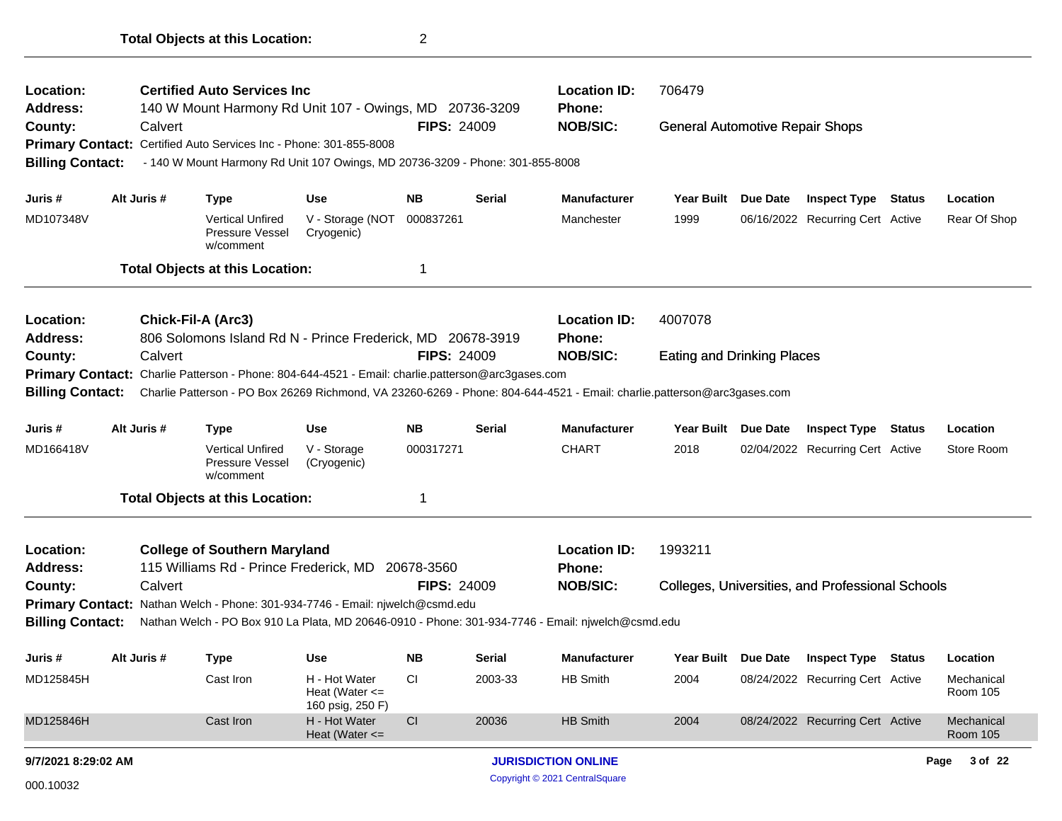**Total Objects at this Location:** 2

---

**Location:** Certified Auto Services Inc
**Location ID:** 706479
**Address:** 140 W Mount Harmony Rd Unit 107 - Owings, MD 20736-3209
**Phone:**
**County:** Calvert
**FIPS:** 24009
**NOB/SIC:** General Automotive Repair Shops
**Primary Contact:** Certified Auto Services Inc - Phone: 301-855-8008
**Billing Contact:** - 140 W Mount Harmony Rd Unit 107 Owings, MD 20736-3209 - Phone: 301-855-8008

| Juris # | Alt Juris # | Type | Use | NB | Serial | Manufacturer | Year Built | Due Date | Inspect Type | Status | Location |
|---|---|---|---|---|---|---|---|---|---|---|---|
| MD107348V | | Vertical Unfired Pressure Vessel w/comment | V - Storage (NOT Cryogenic) | 000837261 | | Manchester | 1999 | 06/16/2022 | Recurring Cert | Active | Rear Of Shop |

**Total Objects at this Location:** 1

---

**Location:** Chick-Fil-A (Arc3)
**Location ID:** 4007078
**Address:** 806 Solomons Island Rd N - Prince Frederick, MD 20678-3919
**Phone:**
**County:** Calvert
**FIPS:** 24009
**NOB/SIC:** Eating and Drinking Places
**Primary Contact:** Charlie Patterson - Phone: 804-644-4521 - Email: charlie.patterson@arc3gases.com
**Billing Contact:** Charlie Patterson - PO Box 26269 Richmond, VA 23260-6269 - Phone: 804-644-4521 - Email: charlie.patterson@arc3gases.com

| Juris # | Alt Juris # | Type | Use | NB | Serial | Manufacturer | Year Built | Due Date | Inspect Type | Status | Location |
|---|---|---|---|---|---|---|---|---|---|---|---|
| MD166418V | | Vertical Unfired Pressure Vessel w/comment | V - Storage (Cryogenic) | 000317271 | | CHART | 2018 | 02/04/2022 | Recurring Cert | Active | Store Room |

**Total Objects at this Location:** 1

---

**Location:** College of Southern Maryland
**Location ID:** 1993211
**Address:** 115 Williams Rd - Prince Frederick, MD 20678-3560
**Phone:**
**County:** Calvert
**FIPS:** 24009
**NOB/SIC:** Colleges, Universities, and Professional Schools
**Primary Contact:** Nathan Welch - Phone: 301-934-7746 - Email: njwelch@csmd.edu
**Billing Contact:** Nathan Welch - PO Box 910 La Plata, MD 20646-0910 - Phone: 301-934-7746 - Email: njwelch@csmd.edu

| Juris # | Alt Juris # | Type | Use | NB | Serial | Manufacturer | Year Built | Due Date | Inspect Type | Status | Location |
|---|---|---|---|---|---|---|---|---|---|---|---|
| MD125845H | | Cast Iron | H - Hot Water Heat (Water <= 160 psig, 250 F) | CI | 2003-33 | HB Smith | 2004 | 08/24/2022 | Recurring Cert | Active | Mechanical Room 105 |
| MD125846H | | Cast Iron | H - Hot Water Heat (Water <= | CI | 20036 | HB Smith | 2004 | 08/24/2022 | Recurring Cert | Active | Mechanical Room 105 |

9/7/2021 8:29:02 AM
JURISDICTION ONLINE
Copyright © 2021 CentralSquare
000.10032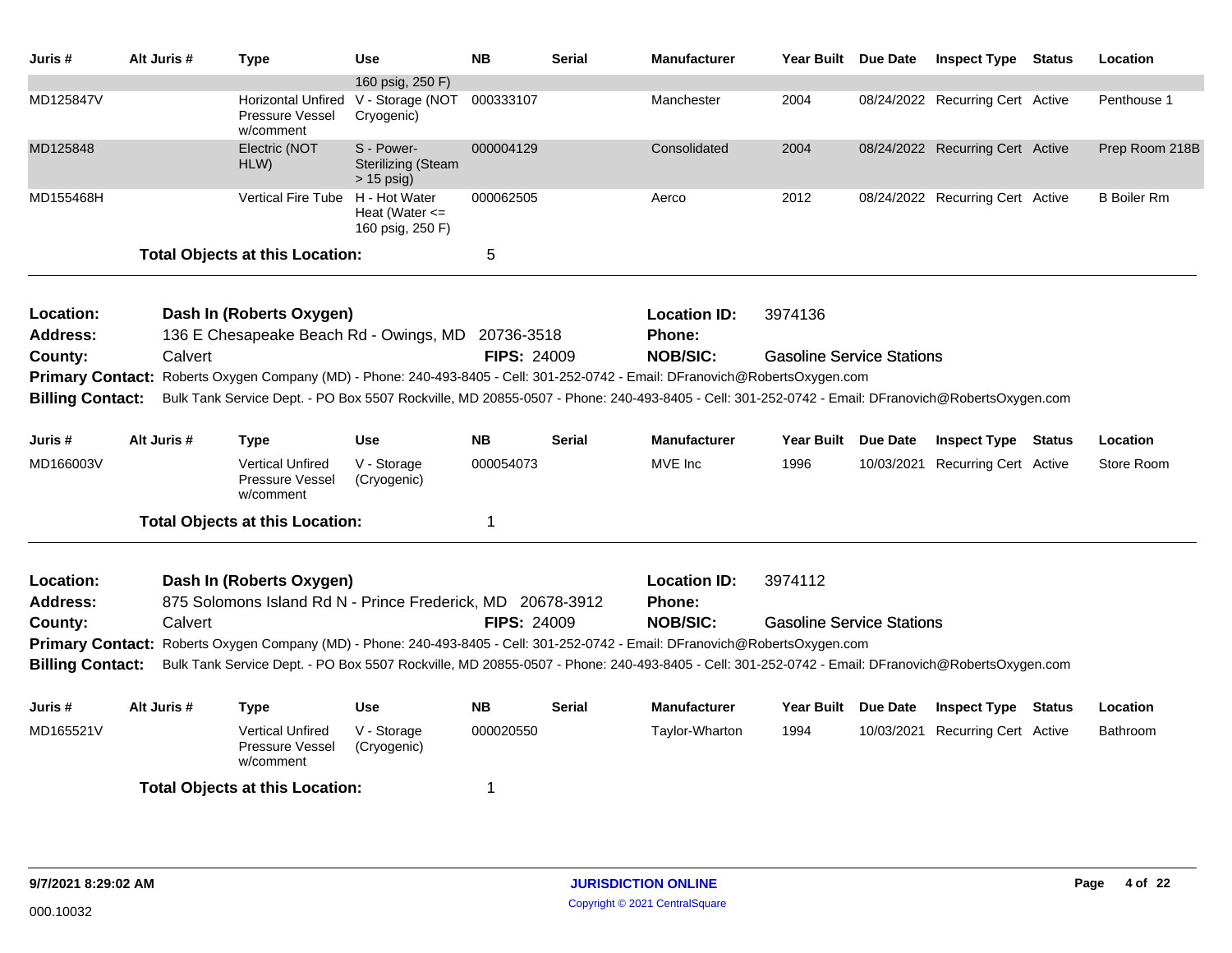| Juris # | Alt Juris # | Type | Use | NB | Serial | Manufacturer | Year Built | Due Date | Inspect Type | Status | Location |
|---|---|---|---|---|---|---|---|---|---|---|---|
| | | | 160 psig, 250 F) | | | | | | | | |
| MD125847V | | Horizontal Unfired Pressure Vessel w/comment | V - Storage (NOT Cryogenic) | 000333107 | | Manchester | 2004 | 08/24/2022 | Recurring Cert | Active | Penthouse 1 |
| MD125848 | | Electric (NOT HLW) | S - Power-Sterilizing (Steam > 15 psig) | 000004129 | | Consolidated | 2004 | 08/24/2022 | Recurring Cert | Active | Prep Room 218B |
| MD155468H | | Vertical Fire Tube | H - Hot Water Heat (Water <= 160 psig, 250 F) | 000062505 | | Aerco | 2012 | 08/24/2022 | Recurring Cert | Active | B Boiler Rm |

**Total Objects at this Location:** 5

---

**Location:** Dash In (Roberts Oxygen) **Location ID:** 3974136
**Address:** 136 E Chesapeake Beach Rd - Owings, MD 20736-3518 **Phone:**
**County:** Calvert **FIPS:** 24009 **NOB/SIC:** Gasoline Service Stations
**Primary Contact:** Roberts Oxygen Company (MD) - Phone: 240-493-8405 - Cell: 301-252-0742 - Email: DFranovich@RobertsOxygen.com
**Billing Contact:** Bulk Tank Service Dept. - PO Box 5507 Rockville, MD 20855-0507 - Phone: 240-493-8405 - Cell: 301-252-0742 - Email: DFranovich@RobertsOxygen.com

| Juris # | Alt Juris # | Type | Use | NB | Serial | Manufacturer | Year Built | Due Date | Inspect Type | Status | Location |
|---|---|---|---|---|---|---|---|---|---|---|---|
| MD166003V | | Vertical Unfired Pressure Vessel w/comment | V - Storage (Cryogenic) | 000054073 | | MVE Inc | 1996 | 10/03/2021 | Recurring Cert | Active | Store Room |

**Total Objects at this Location:** 1

---

**Location:** Dash In (Roberts Oxygen) **Location ID:** 3974112
**Address:** 875 Solomons Island Rd N - Prince Frederick, MD 20678-3912 **Phone:**
**County:** Calvert **FIPS:** 24009 **NOB/SIC:** Gasoline Service Stations
**Primary Contact:** Roberts Oxygen Company (MD) - Phone: 240-493-8405 - Cell: 301-252-0742 - Email: DFranovich@RobertsOxygen.com
**Billing Contact:** Bulk Tank Service Dept. - PO Box 5507 Rockville, MD 20855-0507 - Phone: 240-493-8405 - Cell: 301-252-0742 - Email: DFranovich@RobertsOxygen.com

| Juris # | Alt Juris # | Type | Use | NB | Serial | Manufacturer | Year Built | Due Date | Inspect Type | Status | Location |
|---|---|---|---|---|---|---|---|---|---|---|---|
| MD165521V | | Vertical Unfired Pressure Vessel w/comment | V - Storage (Cryogenic) | 000020550 | | Taylor-Wharton | 1994 | 10/03/2021 | Recurring Cert | Active | Bathroom |

**Total Objects at this Location:** 1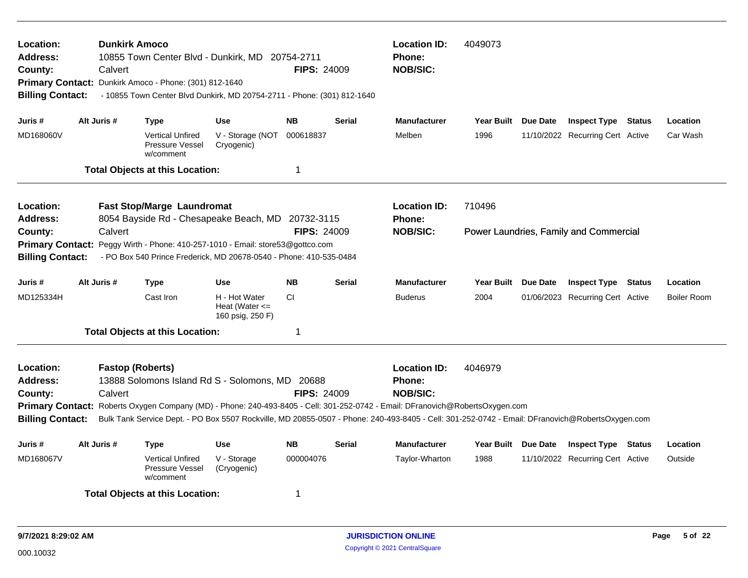**Location:** **Dunkirk Amoco**
**Address:** 10855 Town Center Blvd - Dunkirk, MD 20754-2711
**County:** Calvert **FIPS:** 24009
**Location ID:** 4049073
**Phone:**
**NOB/SIC:**
**Primary Contact:** Dunkirk Amoco - Phone: (301) 812-1640
**Billing Contact:** - 10855 Town Center Blvd Dunkirk, MD 20754-2711 - Phone: (301) 812-1640

| Juris # | Alt Juris # | Type | Use | NB | Serial | Manufacturer | Year Built | Due Date | Inspect Type | Status | Location |
|---|---|---|---|---|---|---|---|---|---|---|---|
| MD168060V | | Vertical Unfired Pressure Vessel w/comment | V - Storage (NOT Cryogenic) | 000618837 | | Melben | 1996 | 11/10/2022 | Recurring Cert | Active | Car Wash |

**Total Objects at this Location:** 1

---

**Location:** **Fast Stop/Marge Laundromat**
**Address:** 8054 Bayside Rd - Chesapeake Beach, MD 20732-3115
**County:** Calvert **FIPS:** 24009
**Location ID:** 710496
**Phone:**
**NOB/SIC:** Power Laundries, Family and Commercial
**Primary Contact:** Peggy Wirth - Phone: 410-257-1010 - Email: store53@gottco.com
**Billing Contact:** - PO Box 540 Prince Frederick, MD 20678-0540 - Phone: 410-535-0484

| Juris # | Alt Juris # | Type | Use | NB | Serial | Manufacturer | Year Built | Due Date | Inspect Type | Status | Location |
|---|---|---|---|---|---|---|---|---|---|---|---|
| MD125334H | | Cast Iron | H - Hot Water Heat (Water <= 160 psig, 250 F) | CI | | Buderus | 2004 | 01/06/2023 | Recurring Cert | Active | Boiler Room |

**Total Objects at this Location:** 1

---

**Location:** **Fastop (Roberts)**
**Address:** 13888 Solomons Island Rd S - Solomons, MD 20688
**County:** Calvert **FIPS:** 24009
**Location ID:** 4046979
**Phone:**
**NOB/SIC:**
**Primary Contact:** Roberts Oxygen Company (MD) - Phone: 240-493-8405 - Cell: 301-252-0742 - Email: DFranovich@RobertsOxygen.com
**Billing Contact:** Bulk Tank Service Dept. - PO Box 5507 Rockville, MD 20855-0507 - Phone: 240-493-8405 - Cell: 301-252-0742 - Email: DFranovich@RobertsOxygen.com

| Juris # | Alt Juris # | Type | Use | NB | Serial | Manufacturer | Year Built | Due Date | Inspect Type | Status | Location |
|---|---|---|---|---|---|---|---|---|---|---|---|
| MD168067V | | Vertical Unfired Pressure Vessel w/comment | V - Storage (Cryogenic) | 000004076 | | Taylor-Wharton | 1988 | 11/10/2022 | Recurring Cert | Active | Outside |

**Total Objects at this Location:** 1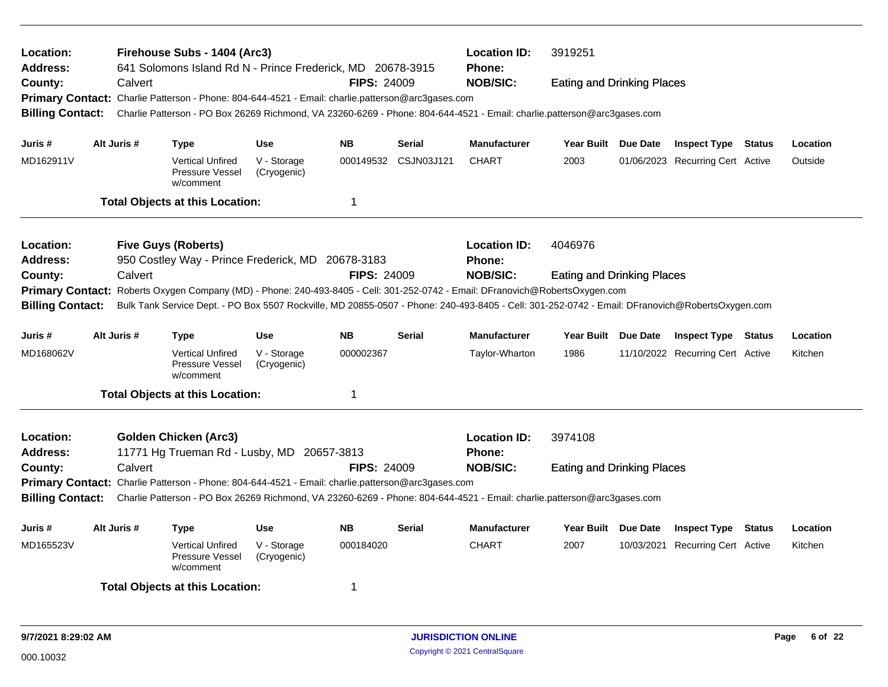**Location:** Firehouse Subs - 1404 (Arc3) **Location ID:** 3919251
**Address:** 641 Solomons Island Rd N - Prince Frederick, MD 20678-3915 **Phone:**
**County:** Calvert **FIPS:** 24009 **NOB/SIC:** Eating and Drinking Places
**Primary Contact:** Charlie Patterson - Phone: 804-644-4521 - Email: charlie.patterson@arc3gases.com
**Billing Contact:** Charlie Patterson - PO Box 26269 Richmond, VA 23260-6269 - Phone: 804-644-4521 - Email: charlie.patterson@arc3gases.com

| Juris # | Alt Juris # | Type | Use | NB | Serial | Manufacturer | Year Built | Due Date | Inspect Type | Status | Location |
|---|---|---|---|---|---|---|---|---|---|---|---|
| MD162911V | | Vertical Unfired Pressure Vessel w/comment | V - Storage (Cryogenic) | 000149532 | CSJN03J121 | CHART | 2003 | 01/06/2023 | Recurring Cert | Active | Outside |

**Total Objects at this Location:** 1

---

**Location:** Five Guys (Roberts) **Location ID:** 4046976
**Address:** 950 Costley Way - Prince Frederick, MD 20678-3183 **Phone:**
**County:** Calvert **FIPS:** 24009 **NOB/SIC:** Eating and Drinking Places
**Primary Contact:** Roberts Oxygen Company (MD) - Phone: 240-493-8405 - Cell: 301-252-0742 - Email: DFranovich@RobertsOxygen.com
**Billing Contact:** Bulk Tank Service Dept. - PO Box 5507 Rockville, MD 20855-0507 - Phone: 240-493-8405 - Cell: 301-252-0742 - Email: DFranovich@RobertsOxygen.com

| Juris # | Alt Juris # | Type | Use | NB | Serial | Manufacturer | Year Built | Due Date | Inspect Type | Status | Location |
|---|---|---|---|---|---|---|---|---|---|---|---|
| MD168062V | | Vertical Unfired Pressure Vessel w/comment | V - Storage (Cryogenic) | 000002367 | | Taylor-Wharton | 1986 | 11/10/2022 | Recurring Cert | Active | Kitchen |

**Total Objects at this Location:** 1

---

**Location:** Golden Chicken (Arc3) **Location ID:** 3974108
**Address:** 11771 Hg Trueman Rd - Lusby, MD 20657-3813 **Phone:**
**County:** Calvert **FIPS:** 24009 **NOB/SIC:** Eating and Drinking Places
**Primary Contact:** Charlie Patterson - Phone: 804-644-4521 - Email: charlie.patterson@arc3gases.com
**Billing Contact:** Charlie Patterson - PO Box 26269 Richmond, VA 23260-6269 - Phone: 804-644-4521 - Email: charlie.patterson@arc3gases.com

| Juris # | Alt Juris # | Type | Use | NB | Serial | Manufacturer | Year Built | Due Date | Inspect Type | Status | Location |
|---|---|---|---|---|---|---|---|---|---|---|---|
| MD165523V | | Vertical Unfired Pressure Vessel w/comment | V - Storage (Cryogenic) | 000184020 | | CHART | 2007 | 10/03/2021 | Recurring Cert | Active | Kitchen |

**Total Objects at this Location:** 1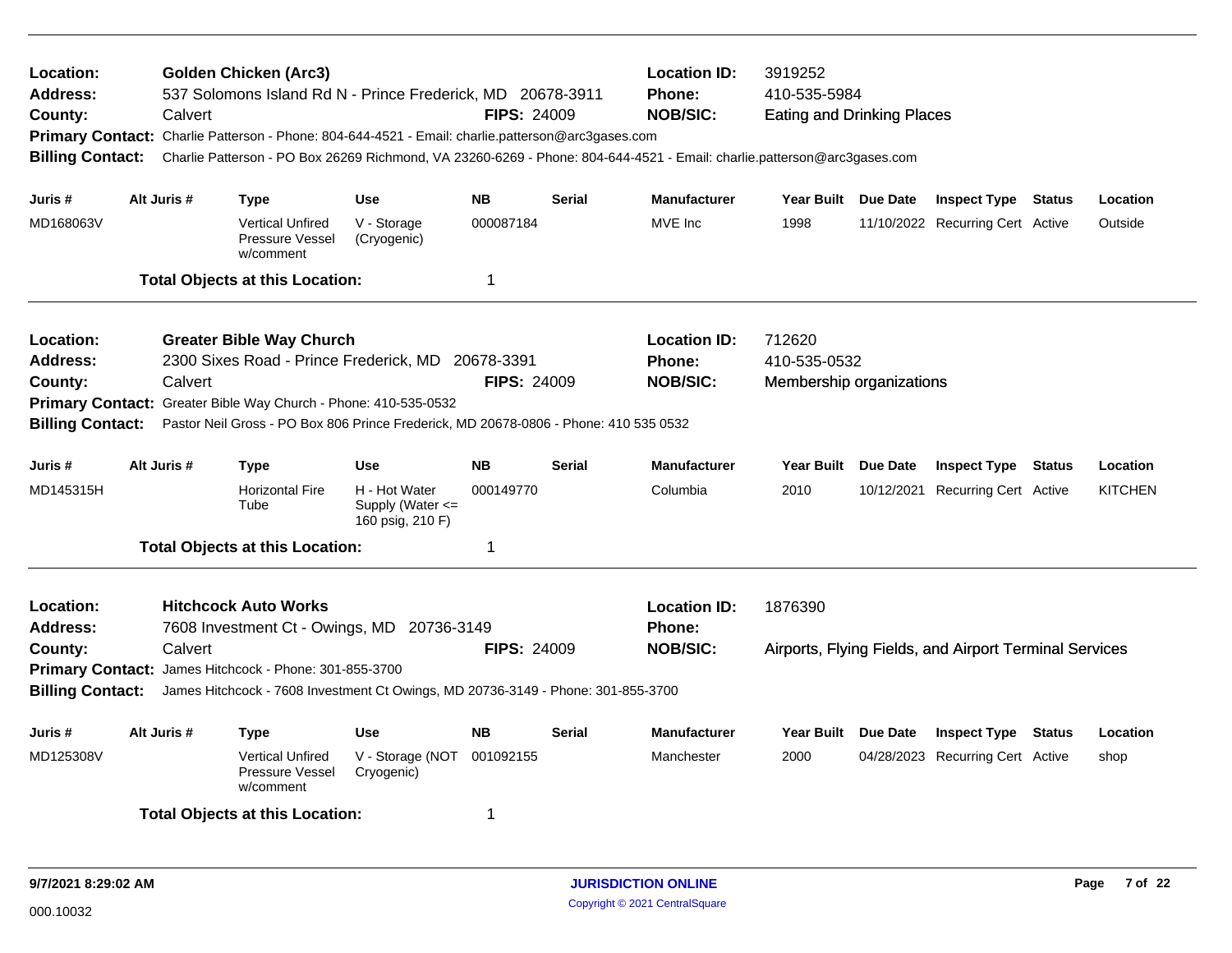**Location:** Golden Chicken (Arc3)
**Address:** 537 Solomons Island Rd N - Prince Frederick, MD 20678-3911
**County:** Calvert
**FIPS:** 24009
**Location ID:** 3919252
**Phone:** 410-535-5984
**NOB/SIC:** Eating and Drinking Places
**Primary Contact:** Charlie Patterson - Phone: 804-644-4521 - Email: charlie.patterson@arc3gases.com
**Billing Contact:** Charlie Patterson - PO Box 26269 Richmond, VA 23260-6269 - Phone: 804-644-4521 - Email: charlie.patterson@arc3gases.com

| Juris # | Alt Juris # | Type | Use | NB | Serial | Manufacturer | Year Built | Due Date | Inspect Type | Status | Location |
|---|---|---|---|---|---|---|---|---|---|---|---|
| MD168063V | | Vertical Unfired Pressure Vessel w/comment | V - Storage (Cryogenic) | 000087184 | | MVE Inc | 1998 | 11/10/2022 | Recurring Cert | Active | Outside |

**Total Objects at this Location:** 1

---

**Location:** Greater Bible Way Church
**Address:** 2300 Sixes Road - Prince Frederick, MD 20678-3391
**County:** Calvert
**FIPS:** 24009
**Location ID:** 712620
**Phone:** 410-535-0532
**NOB/SIC:** Membership organizations
**Primary Contact:** Greater Bible Way Church - Phone: 410-535-0532
**Billing Contact:** Pastor Neil Gross - PO Box 806 Prince Frederick, MD 20678-0806 - Phone: 410 535 0532

| Juris # | Alt Juris # | Type | Use | NB | Serial | Manufacturer | Year Built | Due Date | Inspect Type | Status | Location |
|---|---|---|---|---|---|---|---|---|---|---|---|
| MD145315H | | Horizontal Fire Tube | H - Hot Water Supply (Water <= 160 psig, 210 F) | 000149770 | | Columbia | 2010 | 10/12/2021 | Recurring Cert | Active | KITCHEN |

**Total Objects at this Location:** 1

---

**Location:** Hitchcock Auto Works
**Address:** 7608 Investment Ct - Owings, MD 20736-3149
**County:** Calvert
**FIPS:** 24009
**Location ID:** 1876390
**Phone:**
**NOB/SIC:** Airports, Flying Fields, and Airport Terminal Services
**Primary Contact:** James Hitchcock - Phone: 301-855-3700
**Billing Contact:** James Hitchcock - 7608 Investment Ct Owings, MD 20736-3149 - Phone: 301-855-3700

| Juris # | Alt Juris # | Type | Use | NB | Serial | Manufacturer | Year Built | Due Date | Inspect Type | Status | Location |
|---|---|---|---|---|---|---|---|---|---|---|---|
| MD125308V | | Vertical Unfired Pressure Vessel w/comment | V - Storage (NOT Cryogenic) | 001092155 | | Manchester | 2000 | 04/28/2023 | Recurring Cert | Active | shop |

**Total Objects at this Location:** 1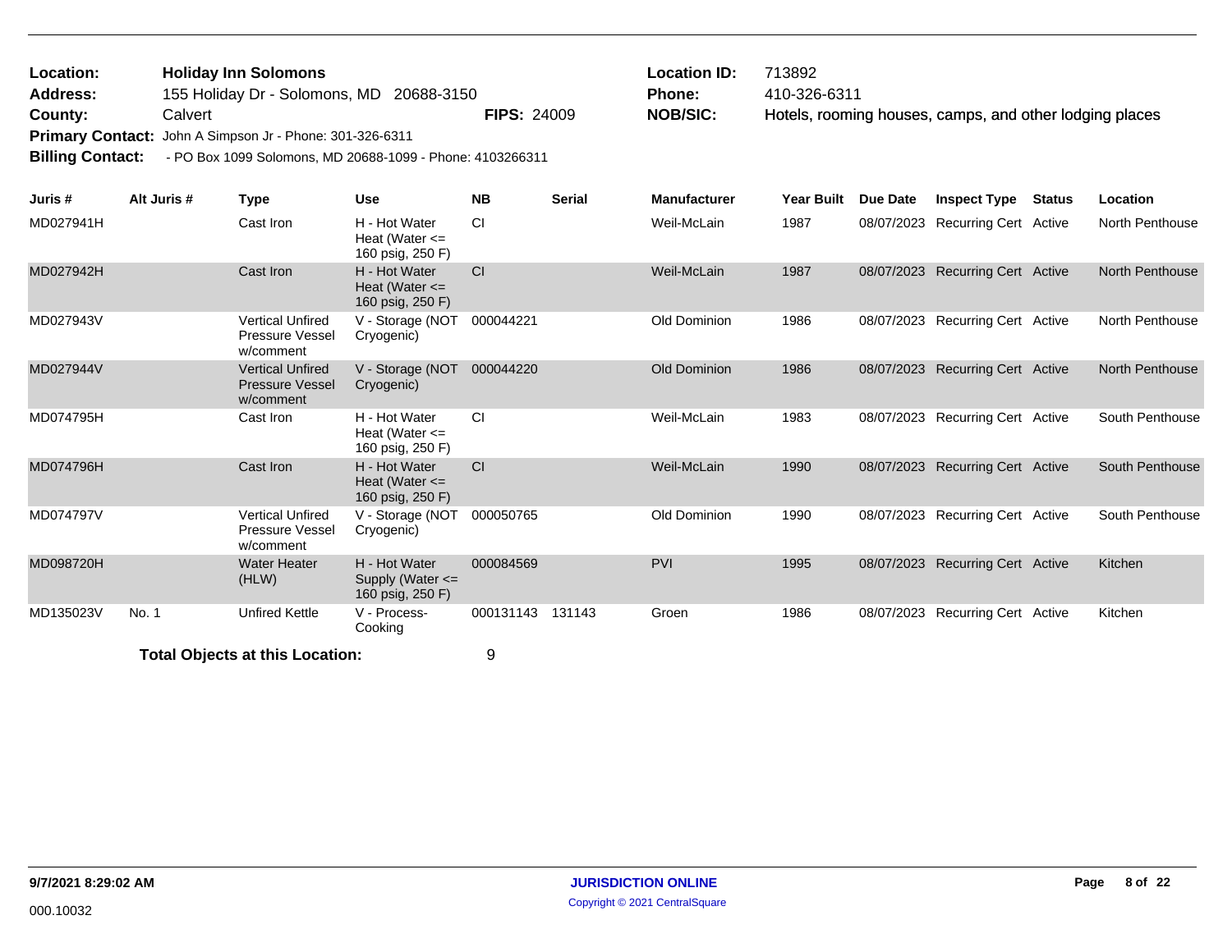**Location:** **Holiday Inn Solomons**
**Address:** 155 Holiday Dr - Solomons, MD 20688-3150
**County:** Calvert **FIPS:** 24009
**Primary Contact:** John A Simpson Jr - Phone: 301-326-6311
**Billing Contact:** - PO Box 1099 Solomons, MD 20688-1099 - Phone: 4103266311

**Location ID:** 713892
**Phone:** 410-326-6311
**NOB/SIC:** Hotels, rooming houses, camps, and other lodging places

| Juris # | Alt Juris # | Type | Use | NB | Serial | Manufacturer | Year Built | Due Date | Inspect Type | Status | Location |
|---|---|---|---|---|---|---|---|---|---|---|---|
| MD027941H | | Cast Iron | H - Hot Water Heat (Water <= 160 psig, 250 F) | CI | | Weil-McLain | 1987 | 08/07/2023 | Recurring Cert | Active | North Penthouse |
| MD027942H | | Cast Iron | H - Hot Water Heat (Water <= 160 psig, 250 F) | CI | | Weil-McLain | 1987 | 08/07/2023 | Recurring Cert | Active | North Penthouse |
| MD027943V | | Vertical Unfired Pressure Vessel w/comment | V - Storage (NOT Cryogenic) | 000044221 | | Old Dominion | 1986 | 08/07/2023 | Recurring Cert | Active | North Penthouse |
| MD027944V | | Vertical Unfired Pressure Vessel w/comment | V - Storage (NOT Cryogenic) | 000044220 | | Old Dominion | 1986 | 08/07/2023 | Recurring Cert | Active | North Penthouse |
| MD074795H | | Cast Iron | H - Hot Water Heat (Water <= 160 psig, 250 F) | CI | | Weil-McLain | 1983 | 08/07/2023 | Recurring Cert | Active | South Penthouse |
| MD074796H | | Cast Iron | H - Hot Water Heat (Water <= 160 psig, 250 F) | CI | | Weil-McLain | 1990 | 08/07/2023 | Recurring Cert | Active | South Penthouse |
| MD074797V | | Vertical Unfired Pressure Vessel w/comment | V - Storage (NOT Cryogenic) | 000050765 | | Old Dominion | 1990 | 08/07/2023 | Recurring Cert | Active | South Penthouse |
| MD098720H | | Water Heater (HLW) | H - Hot Water Supply (Water <= 160 psig, 250 F) | 000084569 | | PVI | 1995 | 08/07/2023 | Recurring Cert | Active | Kitchen |
| MD135023V | No. 1 | Unfired Kettle | V - Process-Cooking | 000131143 | 131143 | Groen | 1986 | 08/07/2023 | Recurring Cert | Active | Kitchen |

**Total Objects at this Location:** 9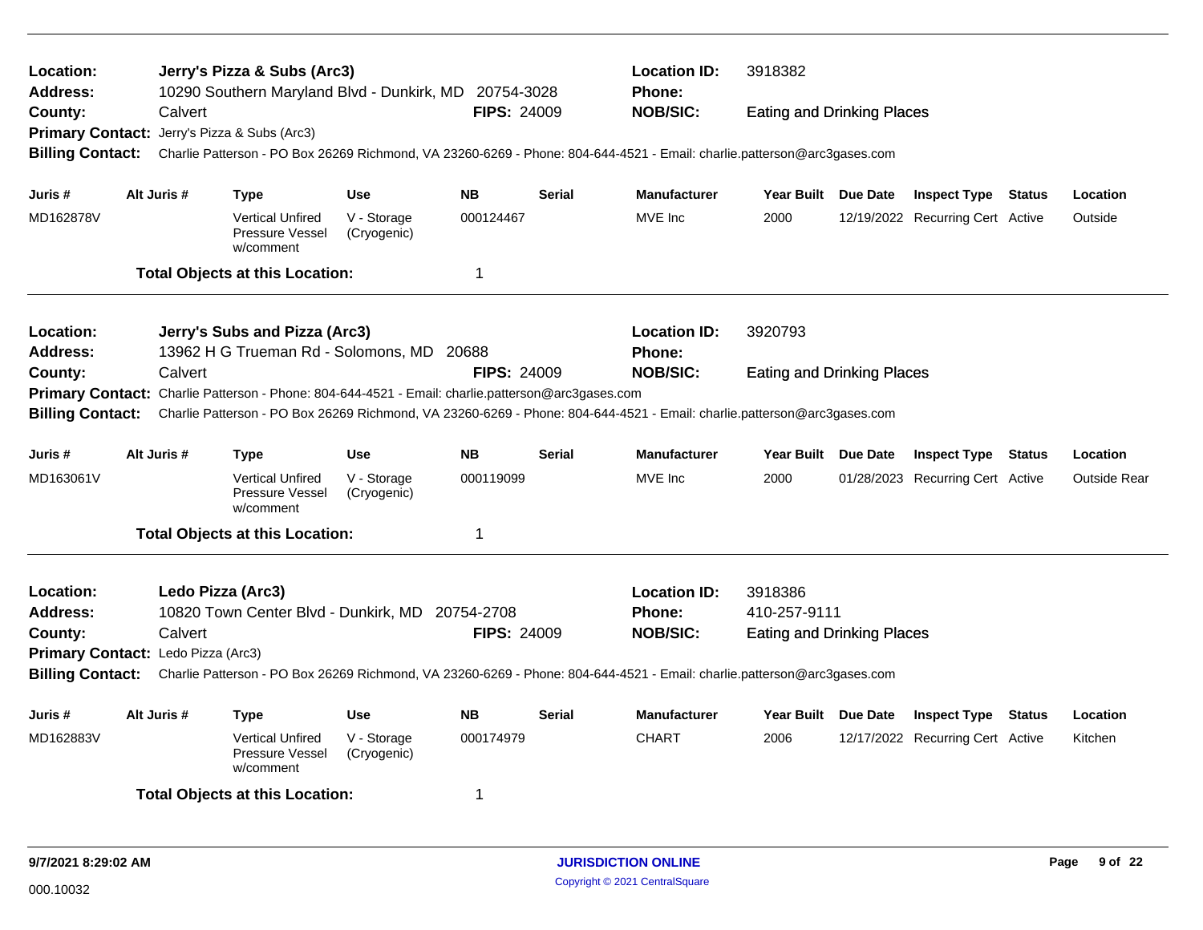**Location:** Jerry's Pizza & Subs (Arc3)
**Location ID:** 3918382
**Address:** 10290 Southern Maryland Blvd - Dunkirk, MD 20754-3028
**Phone:**
**County:** Calvert
**FIPS:** 24009
**NOB/SIC:** Eating and Drinking Places
**Primary Contact:** Jerry's Pizza & Subs (Arc3)
**Billing Contact:** Charlie Patterson - PO Box 26269 Richmond, VA 23260-6269 - Phone: 804-644-4521 - Email: charlie.patterson@arc3gases.com

| Juris # | Alt Juris # | Type | Use | NB | Serial | Manufacturer | Year Built | Due Date | Inspect Type | Status | Location |
|---|---|---|---|---|---|---|---|---|---|---|---|
| MD162878V | | Vertical Unfired Pressure Vessel w/comment | V - Storage (Cryogenic) | 000124467 | | MVE Inc | 2000 | 12/19/2022 | Recurring Cert | Active | Outside |

**Total Objects at this Location:** 1

---

**Location:** Jerry's Subs and Pizza (Arc3)
**Location ID:** 3920793
**Address:** 13962 H G Trueman Rd - Solomons, MD 20688
**Phone:**
**County:** Calvert
**FIPS:** 24009
**NOB/SIC:** Eating and Drinking Places
**Primary Contact:** Charlie Patterson - Phone: 804-644-4521 - Email: charlie.patterson@arc3gases.com
**Billing Contact:** Charlie Patterson - PO Box 26269 Richmond, VA 23260-6269 - Phone: 804-644-4521 - Email: charlie.patterson@arc3gases.com

| Juris # | Alt Juris # | Type | Use | NB | Serial | Manufacturer | Year Built | Due Date | Inspect Type | Status | Location |
|---|---|---|---|---|---|---|---|---|---|---|---|
| MD163061V | | Vertical Unfired Pressure Vessel w/comment | V - Storage (Cryogenic) | 000119099 | | MVE Inc | 2000 | 01/28/2023 | Recurring Cert | Active | Outside Rear |

**Total Objects at this Location:** 1

---

**Location:** Ledo Pizza (Arc3)
**Location ID:** 3918386
**Address:** 10820 Town Center Blvd - Dunkirk, MD 20754-2708
**Phone:** 410-257-9111
**County:** Calvert
**FIPS:** 24009
**NOB/SIC:** Eating and Drinking Places
**Primary Contact:** Ledo Pizza (Arc3)
**Billing Contact:** Charlie Patterson - PO Box 26269 Richmond, VA 23260-6269 - Phone: 804-644-4521 - Email: charlie.patterson@arc3gases.com

| Juris # | Alt Juris # | Type | Use | NB | Serial | Manufacturer | Year Built | Due Date | Inspect Type | Status | Location |
|---|---|---|---|---|---|---|---|---|---|---|---|
| MD162883V | | Vertical Unfired Pressure Vessel w/comment | V - Storage (Cryogenic) | 000174979 | | CHART | 2006 | 12/17/2022 | Recurring Cert | Active | Kitchen |

**Total Objects at this Location:** 1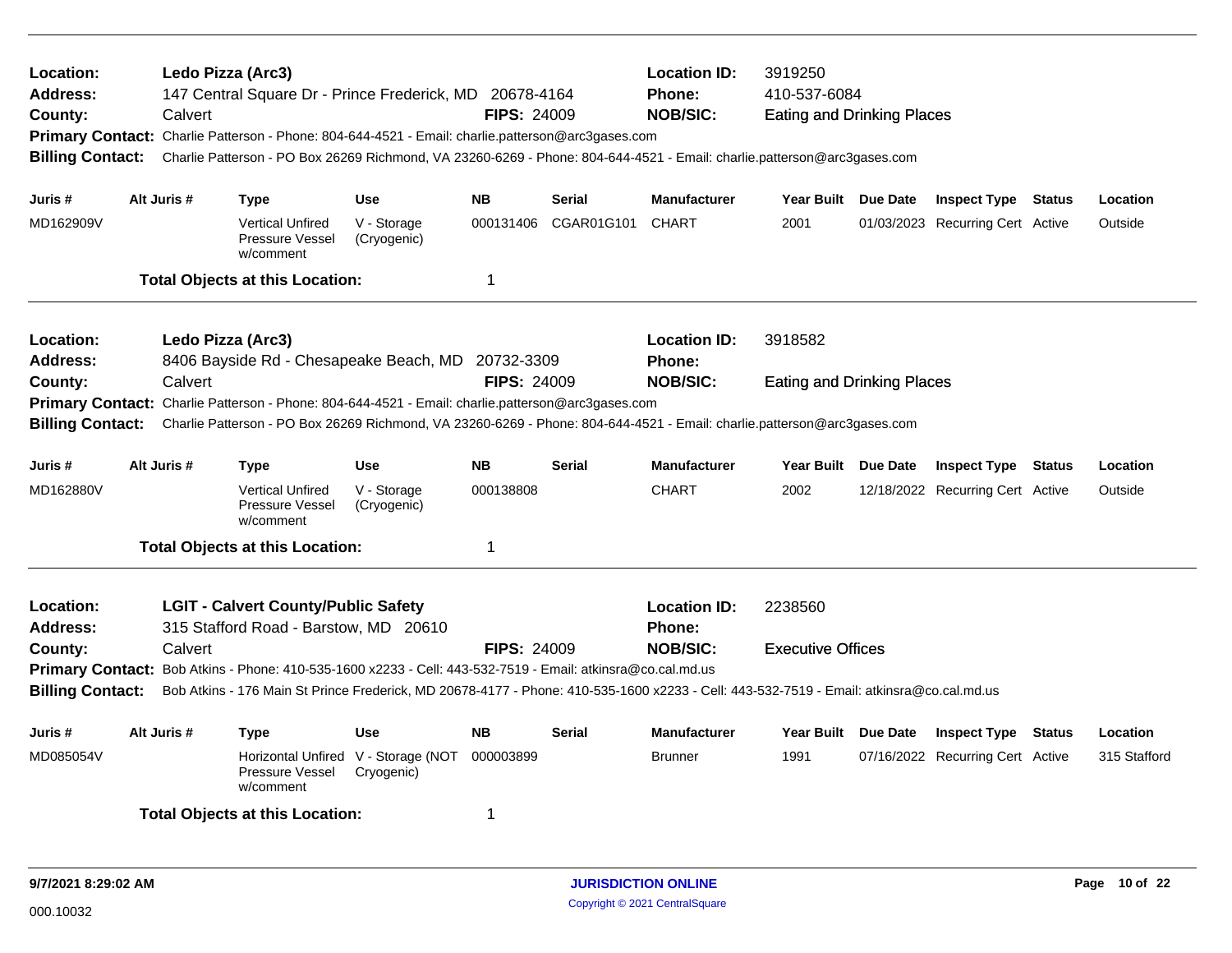**Location:** Ledo Pizza (Arc3) **Location ID:** 3919250
**Address:** 147 Central Square Dr - Prince Frederick, MD 20678-4164 **Phone:** 410-537-6084
**County:** Calvert **FIPS:** 24009 **NOB/SIC:** Eating and Drinking Places
**Primary Contact:** Charlie Patterson - Phone: 804-644-4521 - Email: charlie.patterson@arc3gases.com
**Billing Contact:** Charlie Patterson - PO Box 26269 Richmond, VA 23260-6269 - Phone: 804-644-4521 - Email: charlie.patterson@arc3gases.com

| Juris # | Alt Juris # | Type | Use | NB | Serial | Manufacturer | Year Built | Due Date | Inspect Type | Status | Location |
|---|---|---|---|---|---|---|---|---|---|---|---|
| MD162909V | | Vertical Unfired Pressure Vessel w/comment | V - Storage (Cryogenic) | 000131406 | CGAR01G101 | CHART | 2001 | 01/03/2023 | Recurring Cert | Active | Outside |

**Total Objects at this Location:** 1

---

**Location:** Ledo Pizza (Arc3) **Location ID:** 3918582
**Address:** 8406 Bayside Rd - Chesapeake Beach, MD 20732-3309 **Phone:**
**County:** Calvert **FIPS:** 24009 **NOB/SIC:** Eating and Drinking Places
**Primary Contact:** Charlie Patterson - Phone: 804-644-4521 - Email: charlie.patterson@arc3gases.com
**Billing Contact:** Charlie Patterson - PO Box 26269 Richmond, VA 23260-6269 - Phone: 804-644-4521 - Email: charlie.patterson@arc3gases.com

| Juris # | Alt Juris # | Type | Use | NB | Serial | Manufacturer | Year Built | Due Date | Inspect Type | Status | Location |
|---|---|---|---|---|---|---|---|---|---|---|---|
| MD162880V | | Vertical Unfired Pressure Vessel w/comment | V - Storage (Cryogenic) | 000138808 | | CHART | 2002 | 12/18/2022 | Recurring Cert | Active | Outside |

**Total Objects at this Location:** 1

---

**Location:** LGIT - Calvert County/Public Safety **Location ID:** 2238560
**Address:** 315 Stafford Road - Barstow, MD 20610 **Phone:**
**County:** Calvert **FIPS:** 24009 **NOB/SIC:** Executive Offices
**Primary Contact:** Bob Atkins - Phone: 410-535-1600 x2233 - Cell: 443-532-7519 - Email: atkinsra@co.cal.md.us
**Billing Contact:** Bob Atkins - 176 Main St Prince Frederick, MD 20678-4177 - Phone: 410-535-1600 x2233 - Cell: 443-532-7519 - Email: atkinsra@co.cal.md.us

| Juris # | Alt Juris # | Type | Use | NB | Serial | Manufacturer | Year Built | Due Date | Inspect Type | Status | Location |
|---|---|---|---|---|---|---|---|---|---|---|---|
| MD085054V | | Horizontal Unfired Pressure Vessel w/comment | V - Storage (NOT Cryogenic) | 000003899 | | Brunner | 1991 | 07/16/2022 | Recurring Cert | Active | 315 Stafford |

**Total Objects at this Location:** 1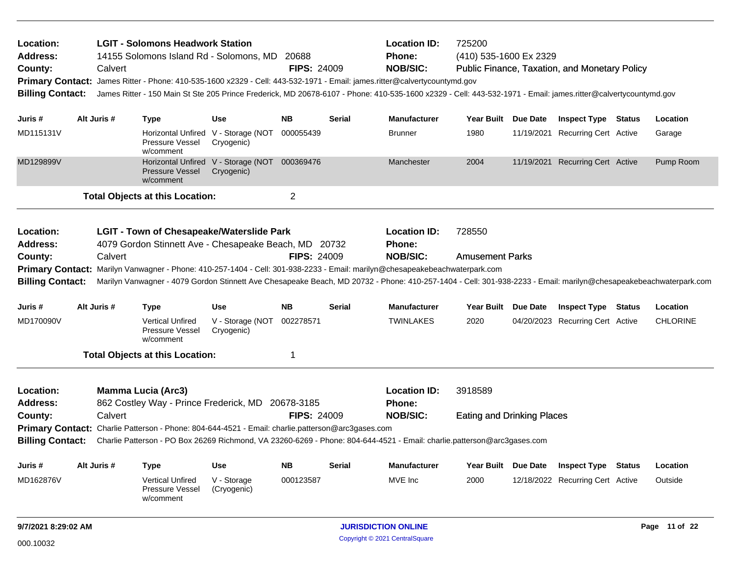**Location:** LGIT - Solomons Headwork Station
**Address:** 14155 Solomons Island Rd - Solomons, MD 20688
**County:** Calvert
**FIPS:** 24009
**Location ID:** 725200
**Phone:** (410) 535-1600 Ex 2329
**NOB/SIC:** Public Finance, Taxation, and Monetary Policy
**Primary Contact:** James Ritter - Phone: 410-535-1600 x2329 - Cell: 443-532-1971 - Email: james.ritter@calvertycountymd.gov
**Billing Contact:** James Ritter - 150 Main St Ste 205 Prince Frederick, MD 20678-6107 - Phone: 410-535-1600 x2329 - Cell: 443-532-1971 - Email: james.ritter@calvertycountymd.gov

| Juris # | Alt Juris # | Type | Use | NB | Serial | Manufacturer | Year Built | Due Date | Inspect Type | Status | Location |
|---|---|---|---|---|---|---|---|---|---|---|---|
| MD115131V | | Horizontal Unfired Pressure Vessel w/comment | V - Storage (NOT Cryogenic) | 000055439 | | Brunner | 1980 | 11/19/2021 | Recurring Cert | Active | Garage |
| MD129899V | | Horizontal Unfired Pressure Vessel w/comment | V - Storage (NOT Cryogenic) | 000369476 | | Manchester | 2004 | 11/19/2021 | Recurring Cert | Active | Pump Room |

**Total Objects at this Location:** 2

---

**Location:** LGIT - Town of Chesapeake/Waterslide Park
**Address:** 4079 Gordon Stinnett Ave - Chesapeake Beach, MD 20732
**County:** Calvert
**FIPS:** 24009
**Location ID:** 728550
**Phone:**
**NOB/SIC:** Amusement Parks
**Primary Contact:** Marilyn Vanwagner - Phone: 410-257-1404 - Cell: 301-938-2233 - Email: marilyn@chesapeakebeachwaterpark.com
**Billing Contact:** Marilyn Vanwagner - 4079 Gordon Stinnett Ave Chesapeake Beach, MD 20732 - Phone: 410-257-1404 - Cell: 301-938-2233 - Email: marilyn@chesapeakebeachwaterpark.com

| Juris # | Alt Juris # | Type | Use | NB | Serial | Manufacturer | Year Built | Due Date | Inspect Type | Status | Location |
|---|---|---|---|---|---|---|---|---|---|---|---|
| MD170090V | | Vertical Unfired Pressure Vessel w/comment | V - Storage (NOT Cryogenic) | 002278571 | | TWINLAKES | 2020 | 04/20/2023 | Recurring Cert | Active | CHLORINE |

**Total Objects at this Location:** 1

---

**Location:** Mamma Lucia (Arc3)
**Address:** 862 Costley Way - Prince Frederick, MD 20678-3185
**County:** Calvert
**FIPS:** 24009
**Location ID:** 3918589
**Phone:**
**NOB/SIC:** Eating and Drinking Places
**Primary Contact:** Charlie Patterson - Phone: 804-644-4521 - Email: charlie.patterson@arc3gases.com
**Billing Contact:** Charlie Patterson - PO Box 26269 Richmond, VA 23260-6269 - Phone: 804-644-4521 - Email: charlie.patterson@arc3gases.com

| Juris # | Alt Juris # | Type | Use | NB | Serial | Manufacturer | Year Built | Due Date | Inspect Type | Status | Location |
|---|---|---|---|---|---|---|---|---|---|---|---|
| MD162876V | | Vertical Unfired Pressure Vessel w/comment | V - Storage (Cryogenic) | 000123587 | | MVE Inc | 2000 | 12/18/2022 | Recurring Cert | Active | Outside |

9/7/2021 8:29:02 AM

000.10032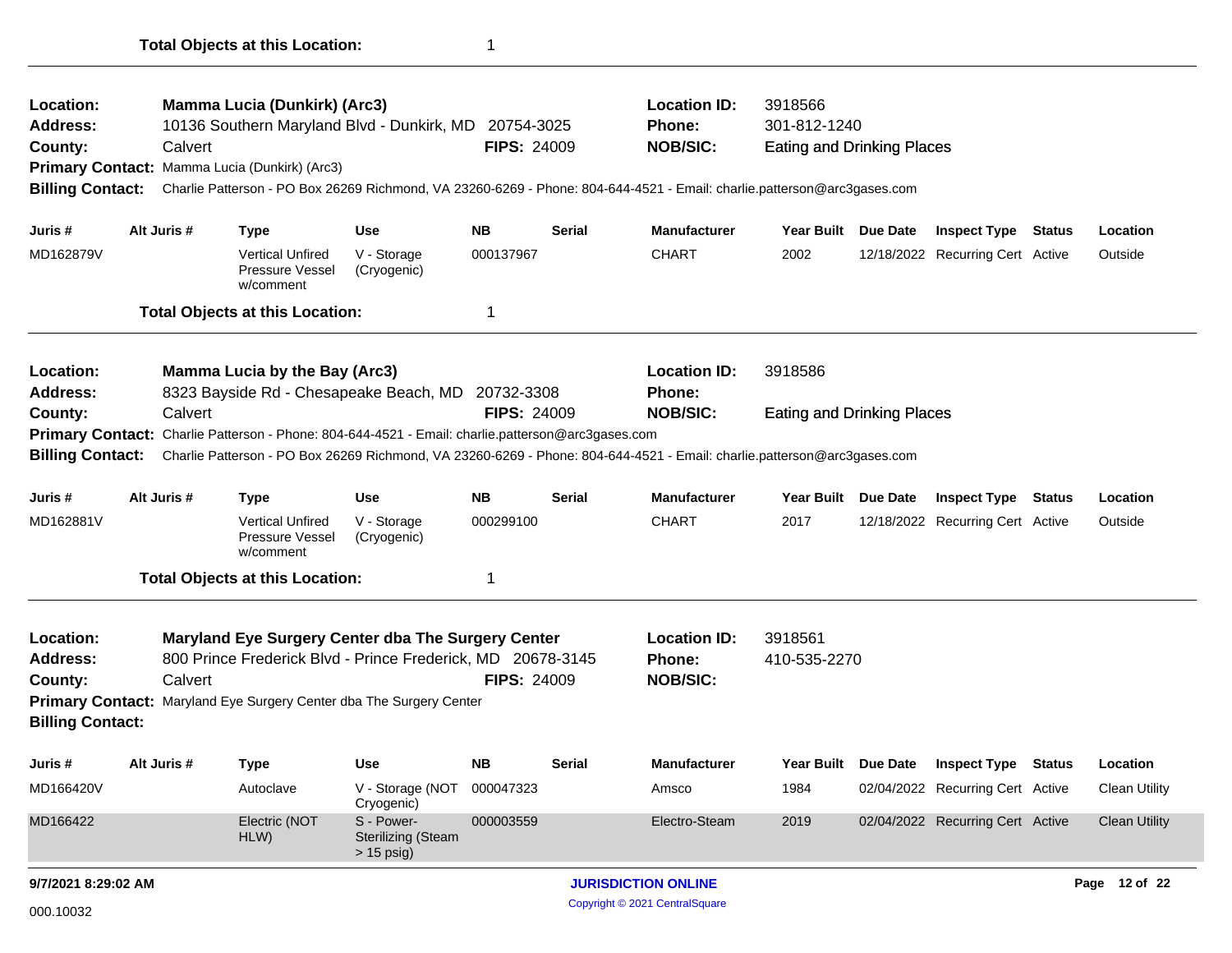**Total Objects at this Location:** 1

---

**Location:** Mamma Lucia (Dunkirk) (Arc3)
**Location ID:** 3918566
**Address:** 10136 Southern Maryland Blvd - Dunkirk, MD 20754-3025
**Phone:** 301-812-1240
**County:** Calvert
**FIPS:** 24009
**NOB/SIC:** Eating and Drinking Places
**Primary Contact:** Mamma Lucia (Dunkirk) (Arc3)
**Billing Contact:** Charlie Patterson - PO Box 26269 Richmond, VA 23260-6269 - Phone: 804-644-4521 - Email: charlie.patterson@arc3gases.com

| Juris # | Alt Juris # | Type | Use | NB | Serial | Manufacturer | Year Built | Due Date | Inspect Type | Status | Location |
|---|---|---|---|---|---|---|---|---|---|---|---|
| MD162879V | | Vertical Unfired Pressure Vessel w/comment | V - Storage (Cryogenic) | 000137967 | | CHART | 2002 | 12/18/2022 | Recurring Cert | Active | Outside |

**Total Objects at this Location:** 1

---

**Location:** Mamma Lucia by the Bay (Arc3)
**Location ID:** 3918586
**Address:** 8323 Bayside Rd - Chesapeake Beach, MD 20732-3308
**Phone:**
**County:** Calvert
**FIPS:** 24009
**NOB/SIC:** Eating and Drinking Places
**Primary Contact:** Charlie Patterson - Phone: 804-644-4521 - Email: charlie.patterson@arc3gases.com
**Billing Contact:** Charlie Patterson - PO Box 26269 Richmond, VA 23260-6269 - Phone: 804-644-4521 - Email: charlie.patterson@arc3gases.com

| Juris # | Alt Juris # | Type | Use | NB | Serial | Manufacturer | Year Built | Due Date | Inspect Type | Status | Location |
|---|---|---|---|---|---|---|---|---|---|---|---|
| MD162881V | | Vertical Unfired Pressure Vessel w/comment | V - Storage (Cryogenic) | 000299100 | | CHART | 2017 | 12/18/2022 | Recurring Cert | Active | Outside |

**Total Objects at this Location:** 1

---

**Location:** Maryland Eye Surgery Center dba The Surgery Center
**Location ID:** 3918561
**Address:** 800 Prince Frederick Blvd - Prince Frederick, MD 20678-3145
**Phone:** 410-535-2270
**County:** Calvert
**FIPS:** 24009
**NOB/SIC:**
**Primary Contact:** Maryland Eye Surgery Center dba The Surgery Center
**Billing Contact:**

| Juris # | Alt Juris # | Type | Use | NB | Serial | Manufacturer | Year Built | Due Date | Inspect Type | Status | Location |
|---|---|---|---|---|---|---|---|---|---|---|---|
| MD166420V | | Autoclave | V - Storage (NOT Cryogenic) | 000047323 | | Amsco | 1984 | 02/04/2022 | Recurring Cert | Active | Clean Utility |
| MD166422 | | Electric (NOT HLW) | S - Power-Sterilizing (Steam > 15 psig) | 000003559 | | Electro-Steam | 2019 | 02/04/2022 | Recurring Cert | Active | Clean Utility |

9/7/2021 8:29:02 AM

000.10032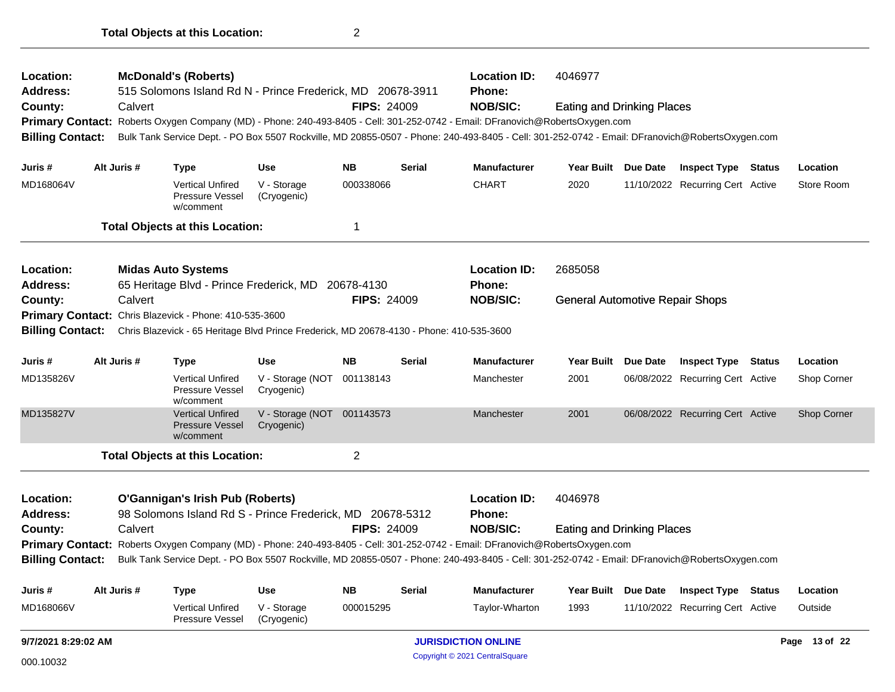**Total Objects at this Location:** 2

---

**Location:** McDonald's (Roberts)
**Location ID:** 4046977
**Address:** 515 Solomons Island Rd N - Prince Frederick, MD 20678-3911
**Phone:**
**County:** Calvert
**FIPS:** 24009
**NOB/SIC:** Eating and Drinking Places
**Primary Contact:** Roberts Oxygen Company (MD) - Phone: 240-493-8405 - Cell: 301-252-0742 - Email: DFranovich@RobertsOxygen.com
**Billing Contact:** Bulk Tank Service Dept. - PO Box 5507 Rockville, MD 20855-0507 - Phone: 240-493-8405 - Cell: 301-252-0742 - Email: DFranovich@RobertsOxygen.com

| Juris # | Alt Juris # | Type | Use | NB | Serial | Manufacturer | Year Built | Due Date | Inspect Type | Status | Location |
|---|---|---|---|---|---|---|---|---|---|---|---|
| MD168064V | | Vertical Unfired Pressure Vessel w/comment | V - Storage (Cryogenic) | 000338066 | | CHART | 2020 | 11/10/2022 | Recurring Cert | Active | Store Room |

**Total Objects at this Location:** 1

---

**Location:** Midas Auto Systems
**Location ID:** 2685058
**Address:** 65 Heritage Blvd - Prince Frederick, MD 20678-4130
**Phone:**
**County:** Calvert
**FIPS:** 24009
**NOB/SIC:** General Automotive Repair Shops
**Primary Contact:** Chris Blazevick - Phone: 410-535-3600
**Billing Contact:** Chris Blazevick - 65 Heritage Blvd Prince Frederick, MD 20678-4130 - Phone: 410-535-3600

| Juris # | Alt Juris # | Type | Use | NB | Serial | Manufacturer | Year Built | Due Date | Inspect Type | Status | Location |
|---|---|---|---|---|---|---|---|---|---|---|---|
| MD135826V | | Vertical Unfired Pressure Vessel w/comment | V - Storage (NOT Cryogenic) | 001138143 | | Manchester | 2001 | 06/08/2022 | Recurring Cert | Active | Shop Corner |
| MD135827V | | Vertical Unfired Pressure Vessel w/comment | V - Storage (NOT Cryogenic) | 001143573 | | Manchester | 2001 | 06/08/2022 | Recurring Cert | Active | Shop Corner |

**Total Objects at this Location:** 2

---

**Location:** O'Gannigan's Irish Pub (Roberts)
**Location ID:** 4046978
**Address:** 98 Solomons Island Rd S - Prince Frederick, MD 20678-5312
**Phone:**
**County:** Calvert
**FIPS:** 24009
**NOB/SIC:** Eating and Drinking Places
**Primary Contact:** Roberts Oxygen Company (MD) - Phone: 240-493-8405 - Cell: 301-252-0742 - Email: DFranovich@RobertsOxygen.com
**Billing Contact:** Bulk Tank Service Dept. - PO Box 5507 Rockville, MD 20855-0507 - Phone: 240-493-8405 - Cell: 301-252-0742 - Email: DFranovich@RobertsOxygen.com

| Juris # | Alt Juris # | Type | Use | NB | Serial | Manufacturer | Year Built | Due Date | Inspect Type | Status | Location |
|---|---|---|---|---|---|---|---|---|---|---|---|
| MD168066V | | Vertical Unfired Pressure Vessel | V - Storage (Cryogenic) | 000015295 | | Taylor-Wharton | 1993 | 11/10/2022 | Recurring Cert | Active | Outside |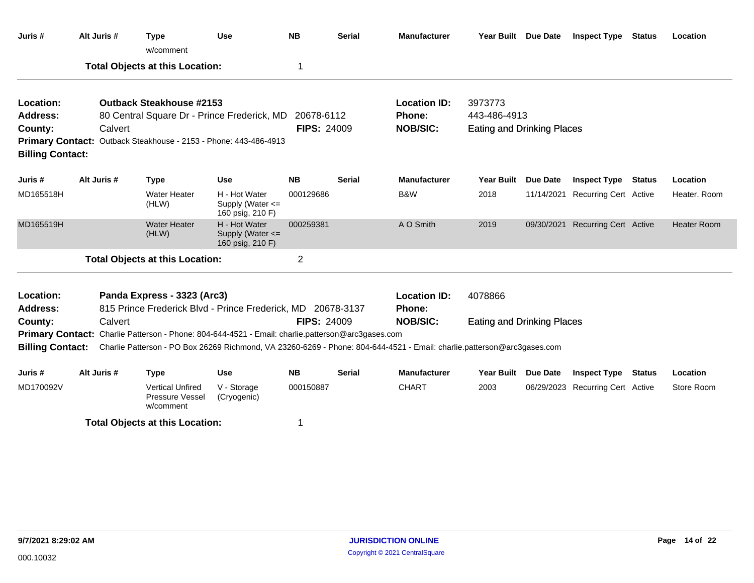| Juris # | Alt Juris # | Type | Use | NB | Serial | Manufacturer | Year Built | Due Date | Inspect Type | Status | Location |
|---|---|---|---|---|---|---|---|---|---|---|---|
| | | w/comment | | | | | | | | | |

**Total Objects at this Location:** 1

---

**Location:** Outback Steakhouse #2153
**Address:** 80 Central Square Dr - Prince Frederick, MD 20678-6112
**County:** Calvert
**FIPS:** 24009
**Location ID:** 3973773
**Phone:** 443-486-4913
**NOB/SIC:** Eating and Drinking Places
**Primary Contact:** Outback Steakhouse - 2153 - Phone: 443-486-4913
**Billing Contact:**

| Juris # | Alt Juris # | Type | Use | NB | Serial | Manufacturer | Year Built | Due Date | Inspect Type | Status | Location |
|---|---|---|---|---|---|---|---|---|---|---|---|
| MD165518H | | Water Heater (HLW) | H - Hot Water Supply (Water <= 160 psig, 210 F) | 000129686 | | B&W | 2018 | 11/14/2021 | Recurring Cert | Active | Heater. Room |
| MD165519H | | Water Heater (HLW) | H - Hot Water Supply (Water <= 160 psig, 210 F) | 000259381 | | A O Smith | 2019 | 09/30/2021 | Recurring Cert | Active | Heater Room |

**Total Objects at this Location:** 2

---

**Location:** Panda Express - 3323 (Arc3)
**Address:** 815 Prince Frederick Blvd - Prince Frederick, MD 20678-3137
**County:** Calvert
**FIPS:** 24009
**Location ID:** 4078866
**Phone:**
**NOB/SIC:** Eating and Drinking Places
**Primary Contact:** Charlie Patterson - Phone: 804-644-4521 - Email: charlie.patterson@arc3gases.com
**Billing Contact:** Charlie Patterson - PO Box 26269 Richmond, VA 23260-6269 - Phone: 804-644-4521 - Email: charlie.patterson@arc3gases.com

| Juris # | Alt Juris # | Type | Use | NB | Serial | Manufacturer | Year Built | Due Date | Inspect Type | Status | Location |
|---|---|---|---|---|---|---|---|---|---|---|---|
| MD170092V | | Vertical Unfired Pressure Vessel w/comment | V - Storage (Cryogenic) | 000150887 | | CHART | 2003 | 06/29/2023 | Recurring Cert | Active | Store Room |

**Total Objects at this Location:** 1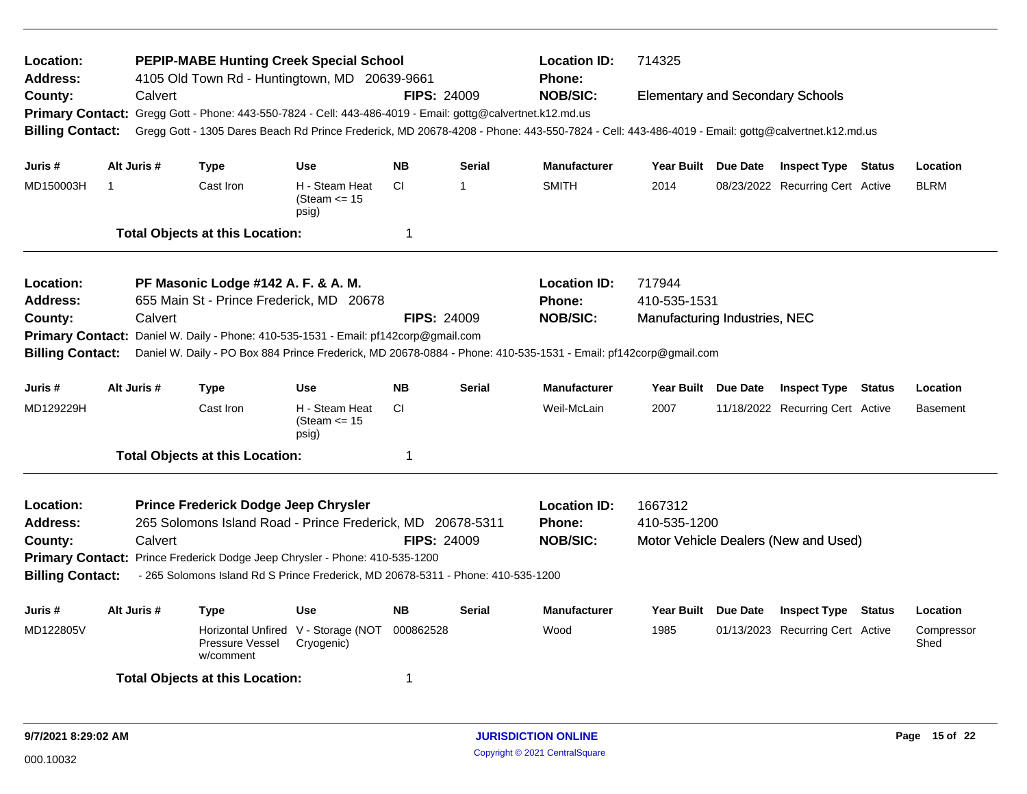**Location:** PEPIP-MABE Hunting Creek Special School
**Location ID:** 714325
**Address:** 4105 Old Town Rd - Huntingtown, MD 20639-9661
**Phone:**
**County:** Calvert
**FIPS:** 24009
**NOB/SIC:** Elementary and Secondary Schools
**Primary Contact:** Gregg Gott - Phone: 443-550-7824 - Cell: 443-486-4019 - Email: gottg@calvertnet.k12.md.us
**Billing Contact:** Gregg Gott - 1305 Dares Beach Rd Prince Frederick, MD 20678-4208 - Phone: 443-550-7824 - Cell: 443-486-4019 - Email: gottg@calvertnet.k12.md.us

| Juris # | Alt Juris # | Type | Use | NB | Serial | Manufacturer | Year Built | Due Date | Inspect Type | Status | Location |
|---|---|---|---|---|---|---|---|---|---|---|---|
| MD150003H | 1 | Cast Iron | H - Steam Heat (Steam <= 15 psig) | CI | 1 | SMITH | 2014 | 08/23/2022 | Recurring Cert | Active | BLRM |

**Total Objects at this Location:** 1

---

**Location:** PF Masonic Lodge #142 A. F. & A. M.
**Location ID:** 717944
**Address:** 655 Main St - Prince Frederick, MD 20678
**Phone:** 410-535-1531
**County:** Calvert
**FIPS:** 24009
**NOB/SIC:** Manufacturing Industries, NEC
**Primary Contact:** Daniel W. Daily - Phone: 410-535-1531 - Email: pf142corp@gmail.com
**Billing Contact:** Daniel W. Daily - PO Box 884 Prince Frederick, MD 20678-0884 - Phone: 410-535-1531 - Email: pf142corp@gmail.com

| Juris # | Alt Juris # | Type | Use | NB | Serial | Manufacturer | Year Built | Due Date | Inspect Type | Status | Location |
|---|---|---|---|---|---|---|---|---|---|---|---|
| MD129229H | | Cast Iron | H - Steam Heat (Steam <= 15 psig) | CI | | Weil-McLain | 2007 | 11/18/2022 | Recurring Cert | Active | Basement |

**Total Objects at this Location:** 1

---

**Location:** Prince Frederick Dodge Jeep Chrysler
**Location ID:** 1667312
**Address:** 265 Solomons Island Road - Prince Frederick, MD 20678-5311
**Phone:** 410-535-1200
**County:** Calvert
**FIPS:** 24009
**NOB/SIC:** Motor Vehicle Dealers (New and Used)
**Primary Contact:** Prince Frederick Dodge Jeep Chrysler - Phone: 410-535-1200
**Billing Contact:** - 265 Solomons Island Rd S Prince Frederick, MD 20678-5311 - Phone: 410-535-1200

| Juris # | Alt Juris # | Type | Use | NB | Serial | Manufacturer | Year Built | Due Date | Inspect Type | Status | Location |
|---|---|---|---|---|---|---|---|---|---|---|---|
| MD122805V | | Horizontal Unfired Pressure Vessel w/comment | V - Storage (NOT Cryogenic) | 000862528 | | Wood | 1985 | 01/13/2023 | Recurring Cert | Active | Compressor Shed |

**Total Objects at this Location:** 1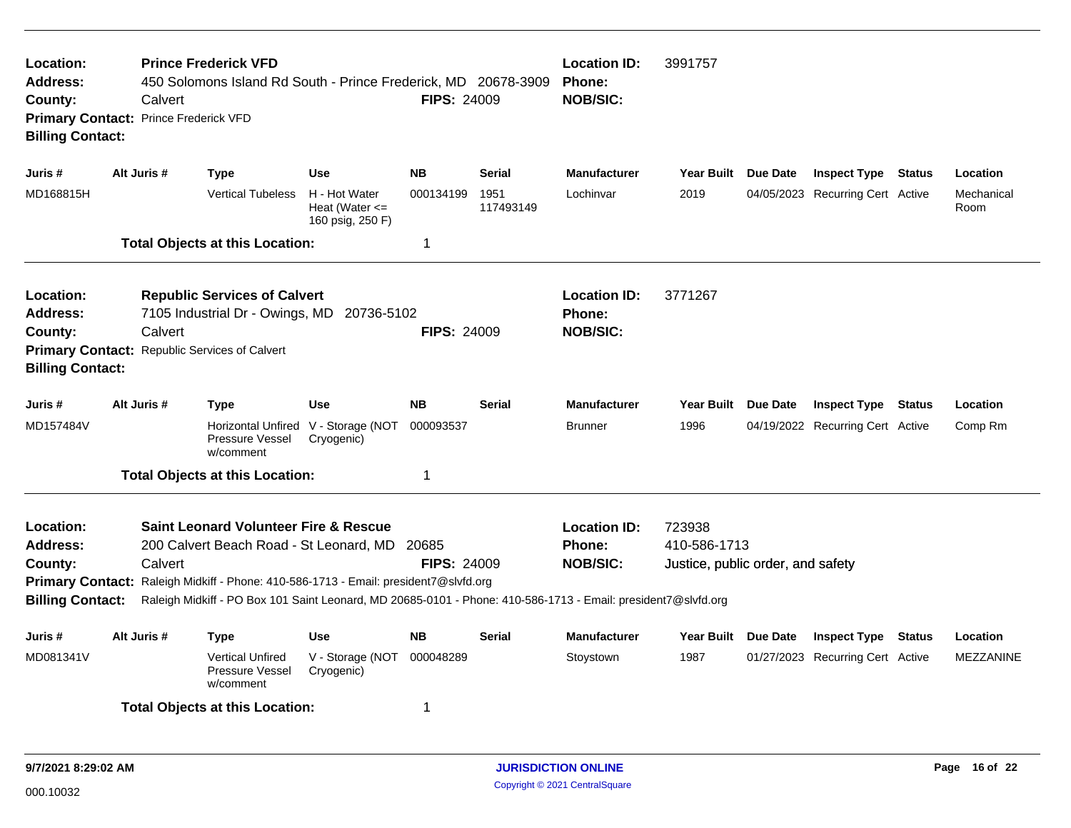**Location:** Prince Frederick VFD
**Address:** 450 Solomons Island Rd South - Prince Frederick, MD 20678-3909
**County:** Calvert **FIPS:** 24009
**Primary Contact:** Prince Frederick VFD
**Billing Contact:**

**Location ID:** 3991757
**Phone:**
**NOB/SIC:**

| Juris # | Alt Juris # | Type | Use | NB | Serial | Manufacturer | Year Built | Due Date | Inspect Type | Status | Location |
|---|---|---|---|---|---|---|---|---|---|---|---|
| MD168815H | | Vertical Tubeless | H - Hot Water Heat (Water <= 160 psig, 250 F) | 000134199 | 1951 117493149 | Lochinvar | 2019 | 04/05/2023 | Recurring Cert | Active | Mechanical Room |

**Total Objects at this Location:** 1

---

**Location:** Republic Services of Calvert
**Address:** 7105 Industrial Dr - Owings, MD 20736-5102
**County:** Calvert **FIPS:** 24009
**Primary Contact:** Republic Services of Calvert
**Billing Contact:**

**Location ID:** 3771267
**Phone:**
**NOB/SIC:**

| Juris # | Alt Juris # | Type | Use | NB | Serial | Manufacturer | Year Built | Due Date | Inspect Type | Status | Location |
|---|---|---|---|---|---|---|---|---|---|---|---|
| MD157484V | | Horizontal Unfired Pressure Vessel w/comment | V - Storage (NOT Cryogenic) | 000093537 | | Brunner | 1996 | 04/19/2022 | Recurring Cert | Active | Comp Rm |

**Total Objects at this Location:** 1

---

**Location:** Saint Leonard Volunteer Fire & Rescue
**Address:** 200 Calvert Beach Road - St Leonard, MD 20685
**County:** Calvert **FIPS:** 24009
**Primary Contact:** Raleigh Midkiff - Phone: 410-586-1713 - Email: president7@slvfd.org
**Billing Contact:** Raleigh Midkiff - PO Box 101 Saint Leonard, MD 20685-0101 - Phone: 410-586-1713 - Email: president7@slvfd.org

**Location ID:** 723938
**Phone:** 410-586-1713
**NOB/SIC:** Justice, public order, and safety

| Juris # | Alt Juris # | Type | Use | NB | Serial | Manufacturer | Year Built | Due Date | Inspect Type | Status | Location |
|---|---|---|---|---|---|---|---|---|---|---|---|
| MD081341V | | Vertical Unfired Pressure Vessel w/comment | V - Storage (NOT Cryogenic) | 000048289 | | Stoystown | 1987 | 01/27/2023 | Recurring Cert | Active | MEZZANINE |

**Total Objects at this Location:** 1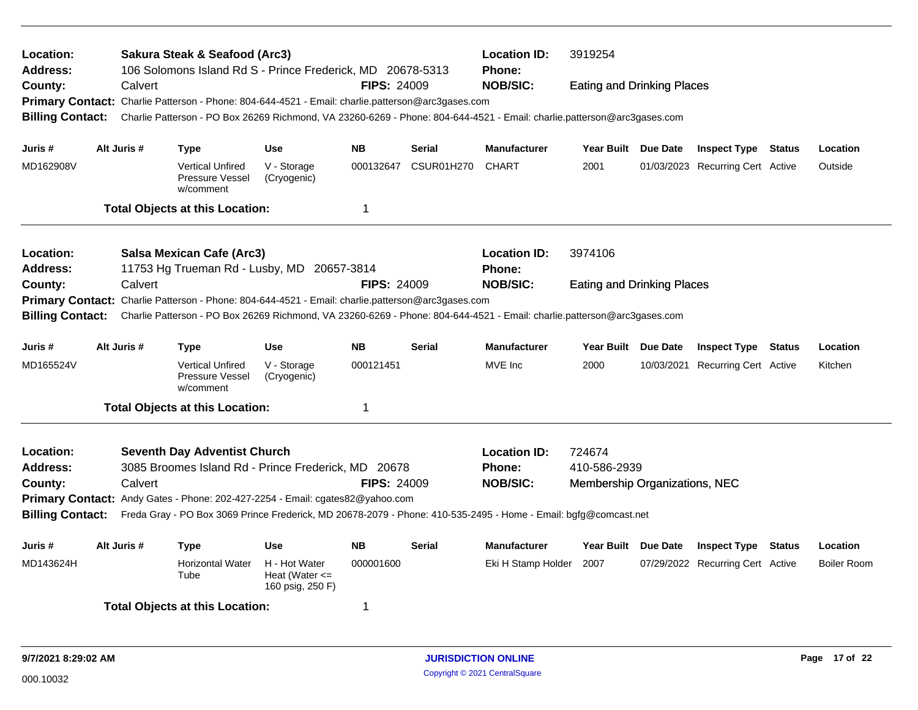**Location:** Sakura Steak & Seafood (Arc3) **Location ID:** 3919254
**Address:** 106 Solomons Island Rd S - Prince Frederick, MD 20678-5313 **Phone:**
**County:** Calvert **FIPS:** 24009 **NOB/SIC:** Eating and Drinking Places
**Primary Contact:** Charlie Patterson - Phone: 804-644-4521 - Email: charlie.patterson@arc3gases.com
**Billing Contact:** Charlie Patterson - PO Box 26269 Richmond, VA 23260-6269 - Phone: 804-644-4521 - Email: charlie.patterson@arc3gases.com

| Juris # | Alt Juris # | Type | Use | NB | Serial | Manufacturer | Year Built | Due Date | Inspect Type | Status | Location |
|---|---|---|---|---|---|---|---|---|---|---|---|
| MD162908V | | Vertical Unfired Pressure Vessel w/comment | V - Storage (Cryogenic) | 000132647 | CSUR01H270 | CHART | 2001 | 01/03/2023 | Recurring Cert | Active | Outside |

**Total Objects at this Location:** 1

---

**Location:** Salsa Mexican Cafe (Arc3) **Location ID:** 3974106
**Address:** 11753 Hg Trueman Rd - Lusby, MD 20657-3814 **Phone:**
**County:** Calvert **FIPS:** 24009 **NOB/SIC:** Eating and Drinking Places
**Primary Contact:** Charlie Patterson - Phone: 804-644-4521 - Email: charlie.patterson@arc3gases.com
**Billing Contact:** Charlie Patterson - PO Box 26269 Richmond, VA 23260-6269 - Phone: 804-644-4521 - Email: charlie.patterson@arc3gases.com

| Juris # | Alt Juris # | Type | Use | NB | Serial | Manufacturer | Year Built | Due Date | Inspect Type | Status | Location |
|---|---|---|---|---|---|---|---|---|---|---|---|
| MD165524V | | Vertical Unfired Pressure Vessel w/comment | V - Storage (Cryogenic) | 000121451 | | MVE Inc | 2000 | 10/03/2021 | Recurring Cert | Active | Kitchen |

**Total Objects at this Location:** 1

---

**Location:** Seventh Day Adventist Church **Location ID:** 724674
**Address:** 3085 Broomes Island Rd - Prince Frederick, MD 20678 **Phone:** 410-586-2939
**County:** Calvert **FIPS:** 24009 **NOB/SIC:** Membership Organizations, NEC
**Primary Contact:** Andy Gates - Phone: 202-427-2254 - Email: cgates82@yahoo.com
**Billing Contact:** Freda Gray - PO Box 3069 Prince Frederick, MD 20678-2079 - Phone: 410-535-2495 - Home - Email: bgfg@comcast.net

| Juris # | Alt Juris # | Type | Use | NB | Serial | Manufacturer | Year Built | Due Date | Inspect Type | Status | Location |
|---|---|---|---|---|---|---|---|---|---|---|---|
| MD143624H | | Horizontal Water Tube | H - Hot Water Heat (Water <= 160 psig, 250 F) | 000001600 | | Eki H Stamp Holder | 2007 | 07/29/2022 | Recurring Cert | Active | Boiler Room |

**Total Objects at this Location:** 1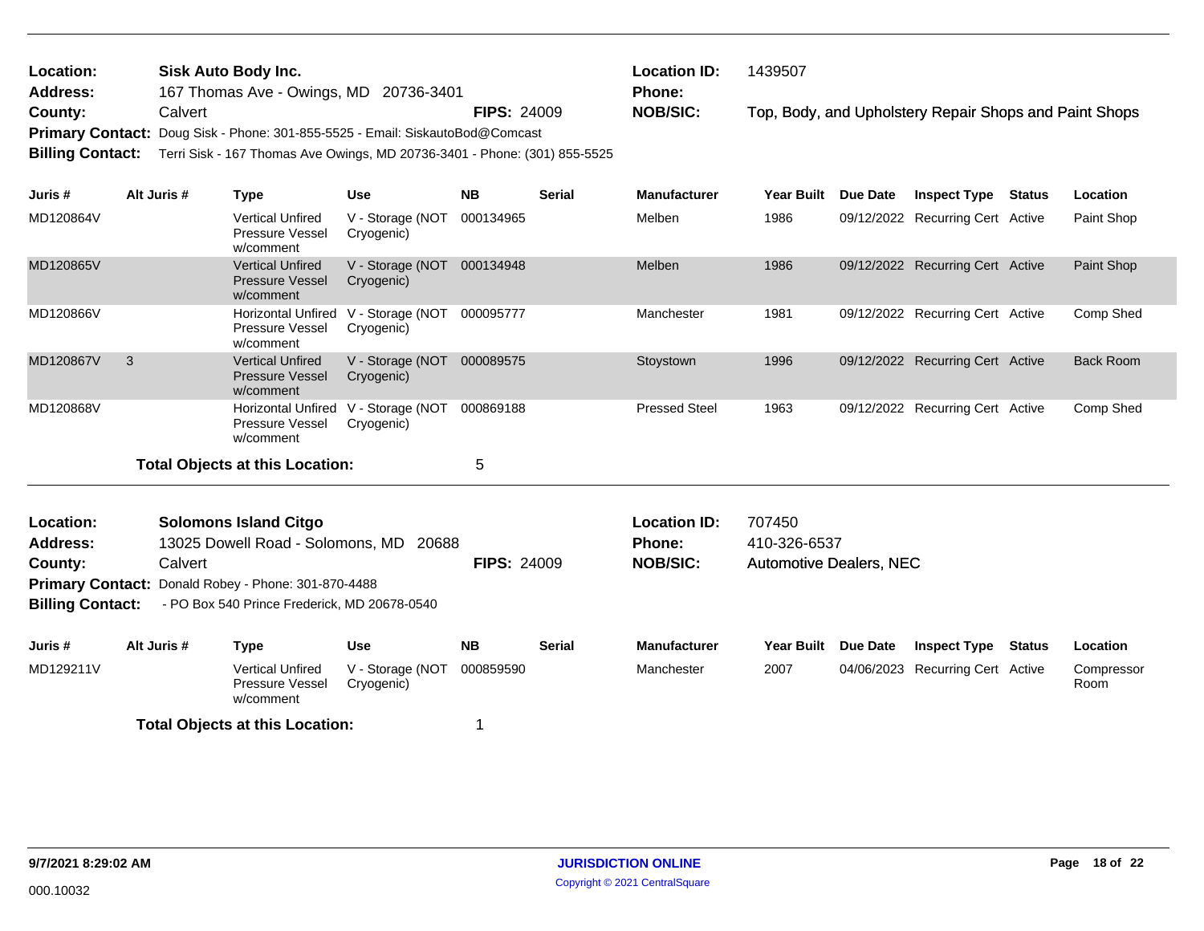**Location:** Sisk Auto Body Inc.
**Address:** 167 Thomas Ave - Owings, MD 20736-3401
**County:** Calvert **FIPS:** 24009
**Primary Contact:** Doug Sisk - Phone: 301-855-5525 - Email: SiskautoBod@Comcast
**Billing Contact:** Terri Sisk - 167 Thomas Ave Owings, MD 20736-3401 - Phone: (301) 855-5525

**Location ID:** 1439507
**Phone:**
**NOB/SIC:** Top, Body, and Upholstery Repair Shops and Paint Shops

| Juris # | Alt Juris # | Type | Use | NB | Serial | Manufacturer | Year Built | Due Date | Inspect Type | Status | Location |
|---|---|---|---|---|---|---|---|---|---|---|---|
| MD120864V | | Vertical Unfired Pressure Vessel w/comment | V - Storage (NOT Cryogenic) | 000134965 | | Melben | 1986 | 09/12/2022 | Recurring Cert | Active | Paint Shop |
| MD120865V | | Vertical Unfired Pressure Vessel w/comment | V - Storage (NOT Cryogenic) | 000134948 | | Melben | 1986 | 09/12/2022 | Recurring Cert | Active | Paint Shop |
| MD120866V | | Horizontal Unfired Pressure Vessel w/comment | V - Storage (NOT Cryogenic) | 000095777 | | Manchester | 1981 | 09/12/2022 | Recurring Cert | Active | Comp Shed |
| MD120867V | 3 | Vertical Unfired Pressure Vessel w/comment | V - Storage (NOT Cryogenic) | 000089575 | | Stoystown | 1996 | 09/12/2022 | Recurring Cert | Active | Back Room |
| MD120868V | | Horizontal Unfired Pressure Vessel w/comment | V - Storage (NOT Cryogenic) | 000869188 | | Pressed Steel | 1963 | 09/12/2022 | Recurring Cert | Active | Comp Shed |

**Total Objects at this Location:** 5

---

**Location:** Solomons Island Citgo
**Address:** 13025 Dowell Road - Solomons, MD 20688
**County:** Calvert **FIPS:** 24009
**Primary Contact:** Donald Robey - Phone: 301-870-4488
**Billing Contact:** - PO Box 540 Prince Frederick, MD 20678-0540

**Location ID:** 707450
**Phone:** 410-326-6537
**NOB/SIC:** Automotive Dealers, NEC

| Juris # | Alt Juris # | Type | Use | NB | Serial | Manufacturer | Year Built | Due Date | Inspect Type | Status | Location |
|---|---|---|---|---|---|---|---|---|---|---|---|
| MD129211V | | Vertical Unfired Pressure Vessel w/comment | V - Storage (NOT Cryogenic) | 000859590 | | Manchester | 2007 | 04/06/2023 | Recurring Cert | Active | Compressor Room |

**Total Objects at this Location:** 1

9/7/2021 8:29:02 AM
000.10032
JURISDICTION ONLINE
Copyright © 2021 CentralSquare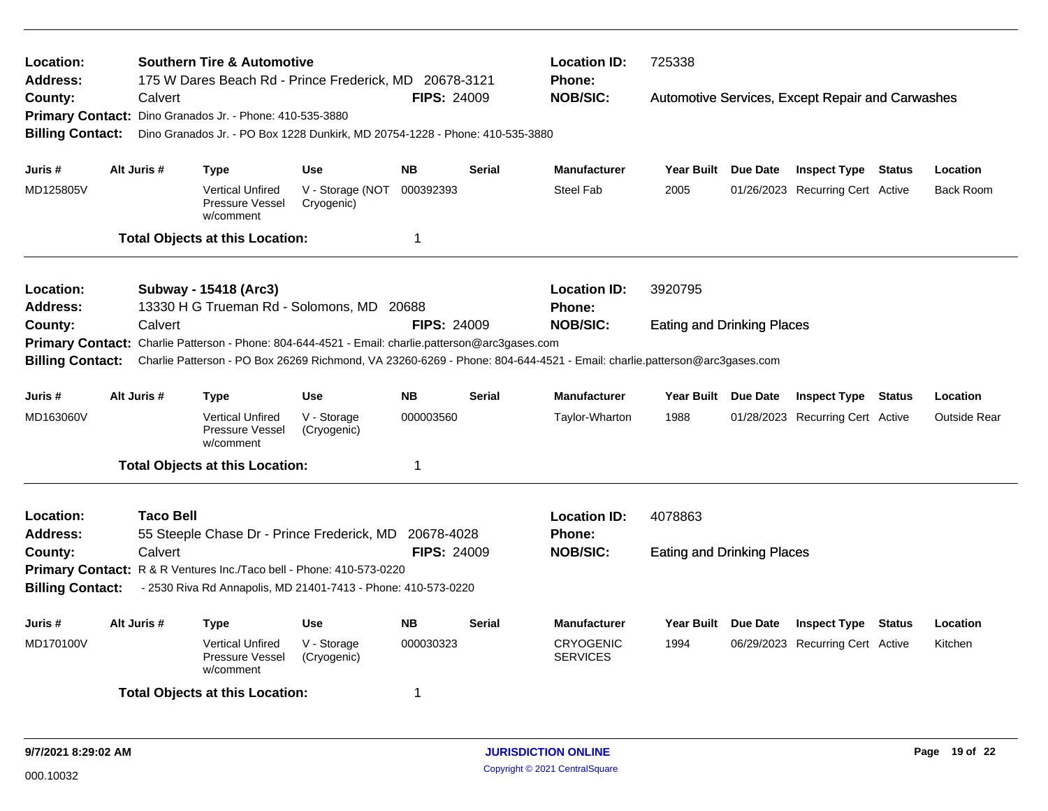**Location:** **Southern Tire & Automotive**
**Address:** 175 W Dares Beach Rd - Prince Frederick, MD 20678-3121
**County:** Calvert **FIPS:** 24009
**Primary Contact:** Dino Granados Jr. - Phone: 410-535-3880
**Billing Contact:** Dino Granados Jr. - PO Box 1228 Dunkirk, MD 20754-1228 - Phone: 410-535-3880

**Location ID:** 725338
**Phone:**
**NOB/SIC:** Automotive Services, Except Repair and Carwashes

| Juris # | Alt Juris # | Type | Use | NB | Serial | Manufacturer | Year Built | Due Date | Inspect Type | Status | Location |
|---|---|---|---|---|---|---|---|---|---|---|---|
| MD125805V | | Vertical Unfired Pressure Vessel w/comment | V - Storage (NOT Cryogenic) | 000392393 | | Steel Fab | 2005 | 01/26/2023 | Recurring Cert | Active | Back Room |

**Total Objects at this Location:** 1

---

**Location:** **Subway - 15418 (Arc3)**
**Address:** 13330 H G Trueman Rd - Solomons, MD 20688
**County:** Calvert **FIPS:** 24009
**Primary Contact:** Charlie Patterson - Phone: 804-644-4521 - Email: charlie.patterson@arc3gases.com
**Billing Contact:** Charlie Patterson - PO Box 26269 Richmond, VA 23260-6269 - Phone: 804-644-4521 - Email: charlie.patterson@arc3gases.com

**Location ID:** 3920795
**Phone:**
**NOB/SIC:** Eating and Drinking Places

| Juris # | Alt Juris # | Type | Use | NB | Serial | Manufacturer | Year Built | Due Date | Inspect Type | Status | Location |
|---|---|---|---|---|---|---|---|---|---|---|---|
| MD163060V | | Vertical Unfired Pressure Vessel w/comment | V - Storage (Cryogenic) | 000003560 | | Taylor-Wharton | 1988 | 01/28/2023 | Recurring Cert | Active | Outside Rear |

**Total Objects at this Location:** 1

---

**Location:** **Taco Bell**
**Address:** 55 Steeple Chase Dr - Prince Frederick, MD 20678-4028
**County:** Calvert **FIPS:** 24009
**Primary Contact:** R & R Ventures Inc./Taco bell - Phone: 410-573-0220
**Billing Contact:** - 2530 Riva Rd Annapolis, MD 21401-7413 - Phone: 410-573-0220

**Location ID:** 4078863
**Phone:**
**NOB/SIC:** Eating and Drinking Places

| Juris # | Alt Juris # | Type | Use | NB | Serial | Manufacturer | Year Built | Due Date | Inspect Type | Status | Location |
|---|---|---|---|---|---|---|---|---|---|---|---|
| MD170100V | | Vertical Unfired Pressure Vessel w/comment | V - Storage (Cryogenic) | 000030323 | | CRYOGENIC SERVICES | 1994 | 06/29/2023 | Recurring Cert | Active | Kitchen |

**Total Objects at this Location:** 1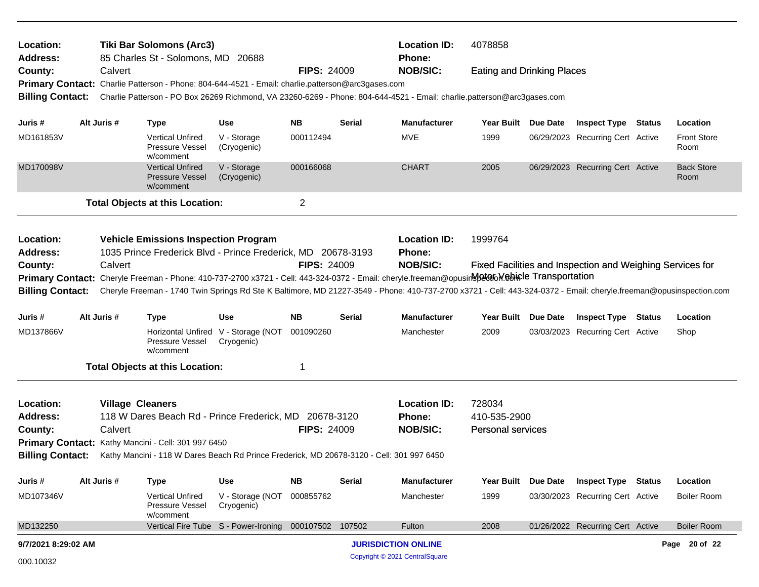**Location:** Tiki Bar Solomons (Arc3)
**Address:** 85 Charles St - Solomons, MD 20688
**County:** Calvert **FIPS:** 24009
**Location ID:** 4078858
**Phone:**
**NOB/SIC:** Eating and Drinking Places
**Primary Contact:** Charlie Patterson - Phone: 804-644-4521 - Email: charlie.patterson@arc3gases.com
**Billing Contact:** Charlie Patterson - PO Box 26269 Richmond, VA 23260-6269 - Phone: 804-644-4521 - Email: charlie.patterson@arc3gases.com

| Juris # | Alt Juris # | Type | Use | NB | Serial | Manufacturer | Year Built | Due Date | Inspect Type | Status | Location |
|---|---|---|---|---|---|---|---|---|---|---|---|
| MD161853V | | Vertical Unfired Pressure Vessel w/comment | V - Storage (Cryogenic) | 000112494 | | MVE | 1999 | 06/29/2023 | Recurring Cert | Active | Front Store Room |
| MD170098V | | Vertical Unfired Pressure Vessel w/comment | V - Storage (Cryogenic) | 000166068 | | CHART | 2005 | 06/29/2023 | Recurring Cert | Active | Back Store Room |

**Total Objects at this Location:** 2

---

**Location:** Vehicle Emissions Inspection Program
**Address:** 1035 Prince Frederick Blvd - Prince Frederick, MD 20678-3193
**County:** Calvert **FIPS:** 24009
**Location ID:** 1999764
**Phone:**
**NOB/SIC:** Fixed Facilities and Inspection and Weighing Services for Motor Vehicle Transportation
**Primary Contact:** Cheryle Freeman - Phone: 410-737-2700 x3721 - Cell: 443-324-0372 - Email: cheryle.freeman@opusinspection.com
**Billing Contact:** Cheryle Freeman - 1740 Twin Springs Rd Ste K Baltimore, MD 21227-3549 - Phone: 410-737-2700 x3721 - Cell: 443-324-0372 - Email: cheryle.freeman@opusinspection.com

| Juris # | Alt Juris # | Type | Use | NB | Serial | Manufacturer | Year Built | Due Date | Inspect Type | Status | Location |
|---|---|---|---|---|---|---|---|---|---|---|---|
| MD137866V | | Horizontal Unfired Pressure Vessel w/comment | V - Storage (NOT Cryogenic) | 001090260 | | Manchester | 2009 | 03/03/2023 | Recurring Cert | Active | Shop |

**Total Objects at this Location:** 1

---

**Location:** Village Cleaners
**Address:** 118 W Dares Beach Rd - Prince Frederick, MD 20678-3120
**County:** Calvert **FIPS:** 24009
**Location ID:** 728034
**Phone:** 410-535-2900
**NOB/SIC:** Personal services
**Primary Contact:** Kathy Mancini - Cell: 301 997 6450
**Billing Contact:** Kathy Mancini - 118 W Dares Beach Rd Prince Frederick, MD 20678-3120 - Cell: 301 997 6450

| Juris # | Alt Juris # | Type | Use | NB | Serial | Manufacturer | Year Built | Due Date | Inspect Type | Status | Location |
|---|---|---|---|---|---|---|---|---|---|---|---|
| MD107346V | | Vertical Unfired Pressure Vessel w/comment | V - Storage (NOT Cryogenic) | 000855762 | | Manchester | 1999 | 03/30/2023 | Recurring Cert | Active | Boiler Room |
| MD132250 | | Vertical Fire Tube | S - Power-Ironing | 000107502 | 107502 | Fulton | 2008 | 01/26/2022 | Recurring Cert | Active | Boiler Room |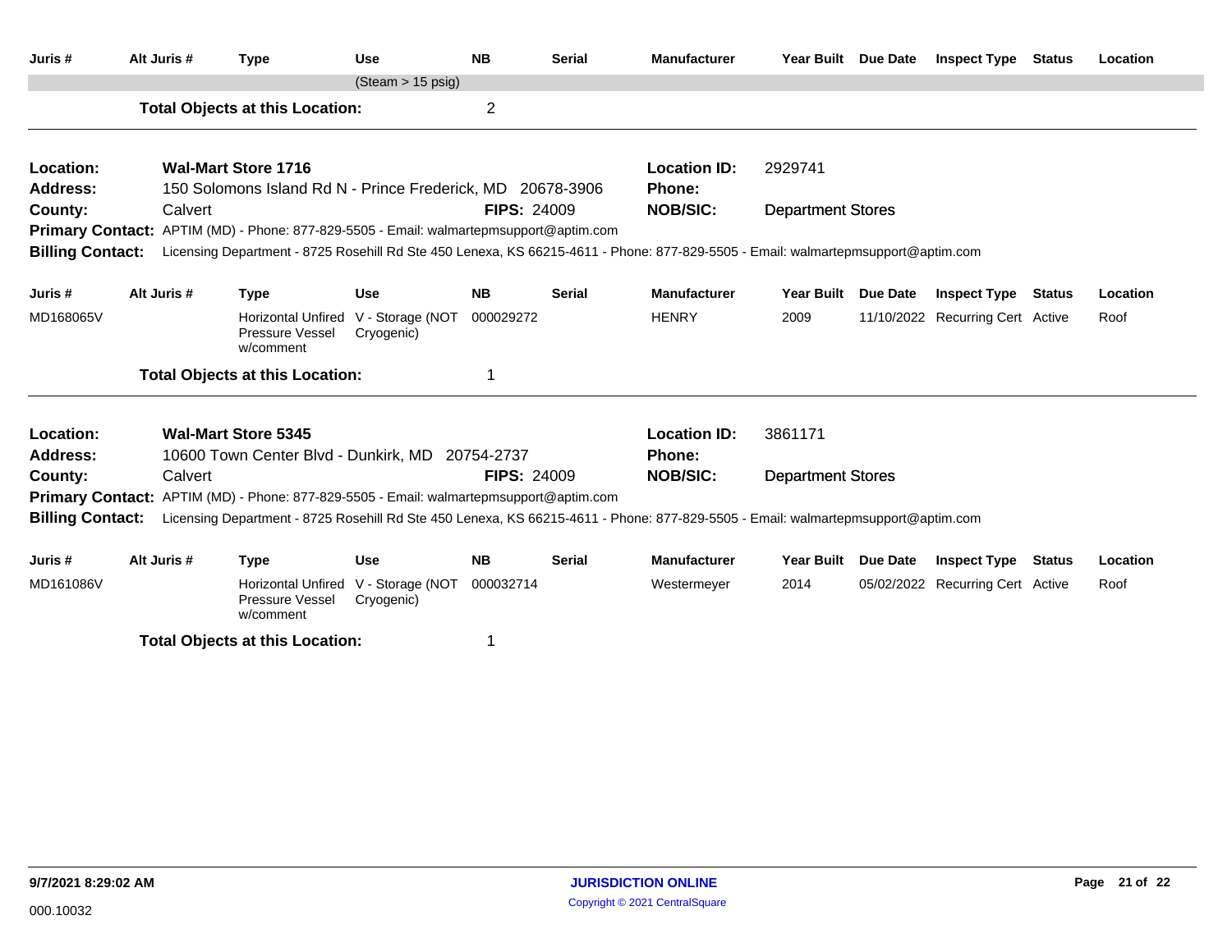| Juris # | Alt Juris # | Type | Use | NB | Serial | Manufacturer | Year Built | Due Date | Inspect Type | Status | Location |
|---|---|---|---|---|---|---|---|---|---|---|---|
| | | | (Steam > 15 psig) | | | | | | | | |

**Total Objects at this Location:** 2

---

**Location:** Wal-Mart Store 1716
**Address:** 150 Solomons Island Rd N - Prince Frederick, MD 20678-3906
**County:** Calvert
**FIPS:** 24009
**Location ID:** 2929741
**Phone:**
**NOB/SIC:** Department Stores
**Primary Contact:** APTIM (MD) - Phone: 877-829-5505 - Email: walmartepmsupport@aptim.com
**Billing Contact:** Licensing Department - 8725 Rosehill Rd Ste 450 Lenexa, KS 66215-4611 - Phone: 877-829-5505 - Email: walmartepmsupport@aptim.com

| Juris # | Alt Juris # | Type | Use | NB | Serial | Manufacturer | Year Built | Due Date | Inspect Type | Status | Location |
|---|---|---|---|---|---|---|---|---|---|---|---|
| MD168065V | | Horizontal Unfired Pressure Vessel w/comment | V - Storage (NOT Cryogenic) | 000029272 | | HENRY | 2009 | 11/10/2022 | Recurring Cert | Active | Roof |

**Total Objects at this Location:** 1

---

**Location:** Wal-Mart Store 5345
**Address:** 10600 Town Center Blvd - Dunkirk, MD 20754-2737
**County:** Calvert
**FIPS:** 24009
**Location ID:** 3861171
**Phone:**
**NOB/SIC:** Department Stores
**Primary Contact:** APTIM (MD) - Phone: 877-829-5505 - Email: walmartepmsupport@aptim.com
**Billing Contact:** Licensing Department - 8725 Rosehill Rd Ste 450 Lenexa, KS 66215-4611 - Phone: 877-829-5505 - Email: walmartepmsupport@aptim.com

| Juris # | Alt Juris # | Type | Use | NB | Serial | Manufacturer | Year Built | Due Date | Inspect Type | Status | Location |
|---|---|---|---|---|---|---|---|---|---|---|---|
| MD161086V | | Horizontal Unfired Pressure Vessel w/comment | V - Storage (NOT Cryogenic) | 000032714 | | Westermeyer | 2014 | 05/02/2022 | Recurring Cert | Active | Roof |

**Total Objects at this Location:** 1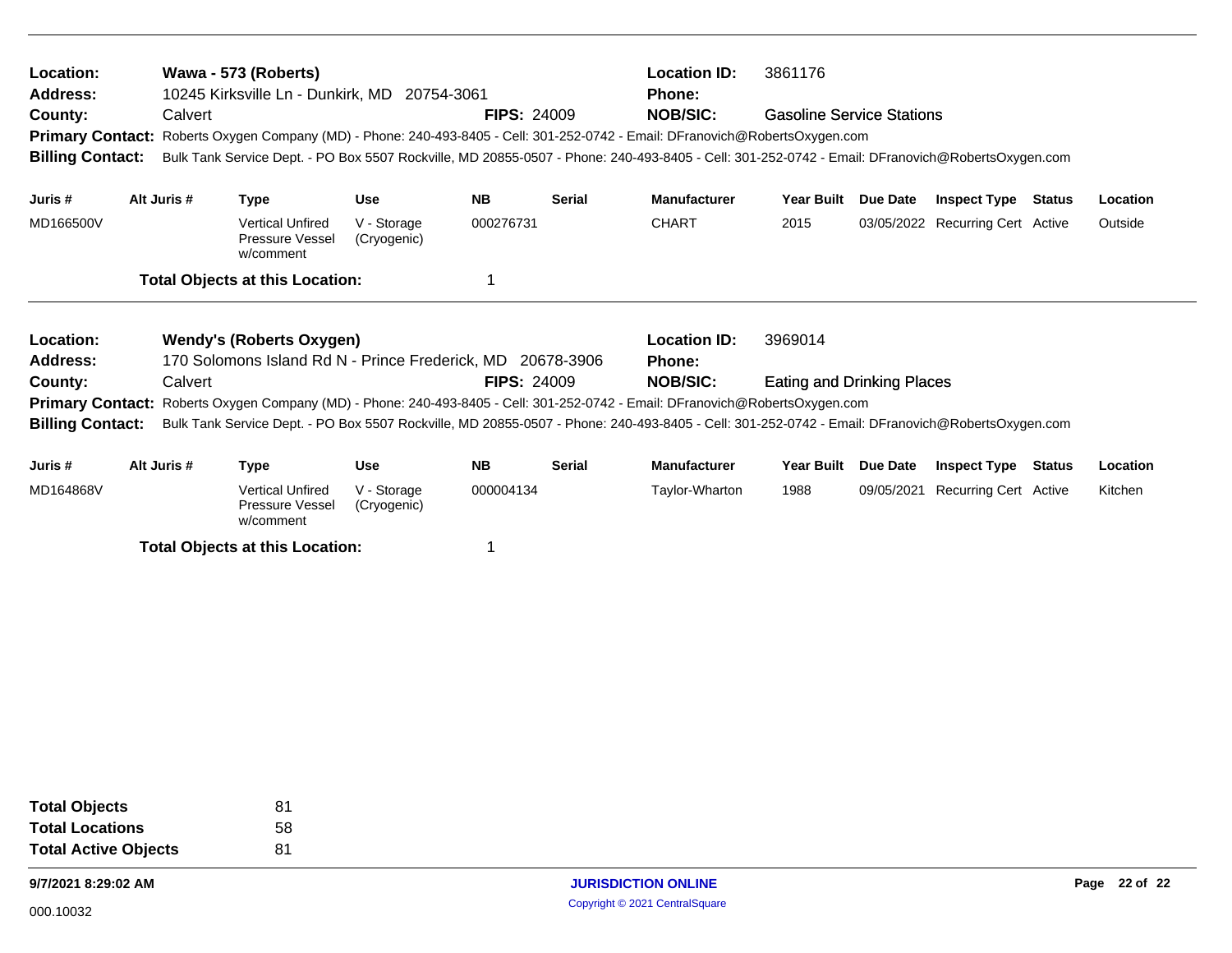**Location:** Wawa - 573 (Roberts)
**Address:** 10245 Kirksville Ln - Dunkirk, MD 20754-3061
**County:** Calvert
**FIPS:** 24009
**Location ID:** 3861176
**Phone:**
**NOB/SIC:** Gasoline Service Stations
**Primary Contact:** Roberts Oxygen Company (MD) - Phone: 240-493-8405 - Cell: 301-252-0742 - Email: DFranovich@RobertsOxygen.com
**Billing Contact:** Bulk Tank Service Dept. - PO Box 5507 Rockville, MD 20855-0507 - Phone: 240-493-8405 - Cell: 301-252-0742 - Email: DFranovich@RobertsOxygen.com

| Juris # | Alt Juris # | Type | Use | NB | Serial | Manufacturer | Year Built | Due Date | Inspect Type | Status | Location |
|---|---|---|---|---|---|---|---|---|---|---|---|
| MD166500V | | Vertical Unfired Pressure Vessel w/comment | V - Storage (Cryogenic) | 000276731 | | CHART | 2015 | 03/05/2022 | Recurring Cert | Active | Outside |

**Total Objects at this Location:** 1

---

**Location:** Wendy's (Roberts Oxygen)
**Address:** 170 Solomons Island Rd N - Prince Frederick, MD 20678-3906
**County:** Calvert
**FIPS:** 24009
**Location ID:** 3969014
**Phone:**
**NOB/SIC:** Eating and Drinking Places
**Primary Contact:** Roberts Oxygen Company (MD) - Phone: 240-493-8405 - Cell: 301-252-0742 - Email: DFranovich@RobertsOxygen.com
**Billing Contact:** Bulk Tank Service Dept. - PO Box 5507 Rockville, MD 20855-0507 - Phone: 240-493-8405 - Cell: 301-252-0742 - Email: DFranovich@RobertsOxygen.com

| Juris # | Alt Juris # | Type | Use | NB | Serial | Manufacturer | Year Built | Due Date | Inspect Type | Status | Location |
|---|---|---|---|---|---|---|---|---|---|---|---|
| MD164868V | | Vertical Unfired Pressure Vessel w/comment | V - Storage (Cryogenic) | 000004134 | | Taylor-Wharton | 1988 | 09/05/2021 | Recurring Cert | Active | Kitchen |

**Total Objects at this Location:** 1

---

| | |
|---|---|
| **Total Objects** | 81 |
| **Total Locations** | 58 |
| **Total Active Objects** | 81 |

9/7/2021 8:29:02 AM

000.10032

JURISDICTION ONLINE

Copyright © 2021 CentralSquare